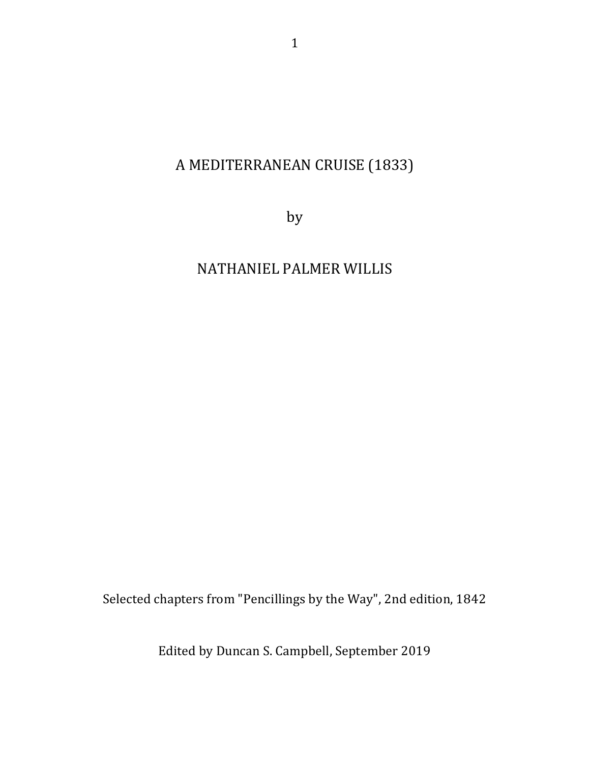# A MEDITERRANEAN CRUISE (1833)

by

NATHANIEL PALMER WILLIS

Selected chapters from "Pencillings by the Way", 2nd edition, 1842

Edited by Duncan S. Campbell, September 2019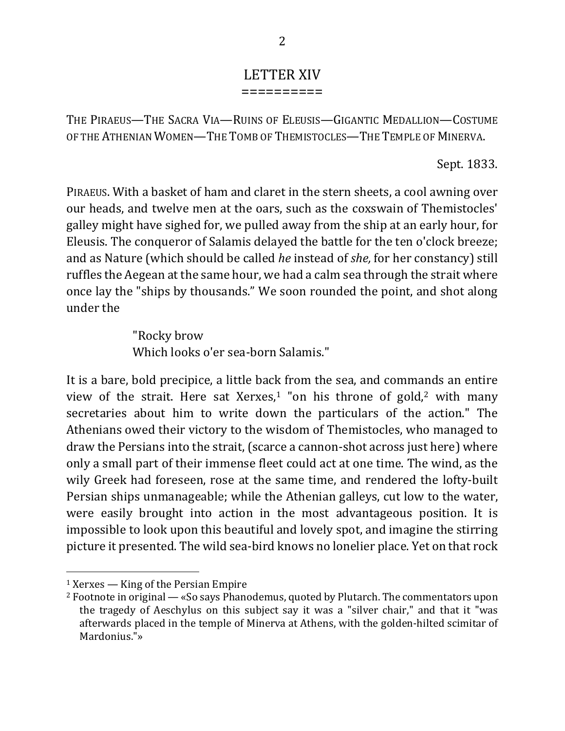# LETTER XIV

==========

THE PIRAEUS—THE SACRA VIA—RUINS OF ELEUSIS—GIGANTIC MEDALLION—COSTUME OF THE ATHENIAN WOMEN—THE TOMB OF THEMISTOCLES—THE TEMPLE OF MINERVA.

Sept. 1833.

PIRAEUS. With a basket of ham and claret in the stern sheets, a cool awning over our heads, and twelve men at the oars, such as the coxswain of Themistocles' galley might have sighed for, we pulled away from the ship at an early hour, for Eleusis. The conqueror of Salamis delayed the battle for the ten o'clock breeze; and as Nature (which should be called *he* instead of *she,* for her constancy) still ruffles the Aegean at the same hour, we had a calm sea through the strait where once lay the "ships by thousands." We soon rounded the point, and shot along under the

> "Rocky brow
> Which looks o'er sea-born Salamis."

It is a bare, bold precipice, a little back from the sea, and commands an entire view of the strait. Here sat Xerxes,[1] "on his throne of gold,[2] with many secretaries about him to write down the particulars of the action." The Athenians owed their victory to the wisdom of Themistocles, who managed to draw the Persians into the strait, (scarce a cannon-shot across just here) where only a small part of their immense fleet could act at one time. The wind, as the wily Greek had foreseen, rose at the same time, and rendered the lofty-built Persian ships unmanageable; while the Athenian galleys, cut low to the water, were easily brought into action in the most advantageous position. It is impossible to look upon this beautiful and lovely spot, and imagine the stirring picture it presented. The wild sea-bird knows no lonelier place. Yet on that rock

---

[1] Xerxes — King of the Persian Empire

[2] Footnote in original — «So says Phanodemus, quoted by Plutarch. The commentators upon the tragedy of Aeschylus on this subject say it was a "silver chair," and that it "was afterwards placed in the temple of Minerva at Athens, with the golden-hilted scimitar of Mardonius."»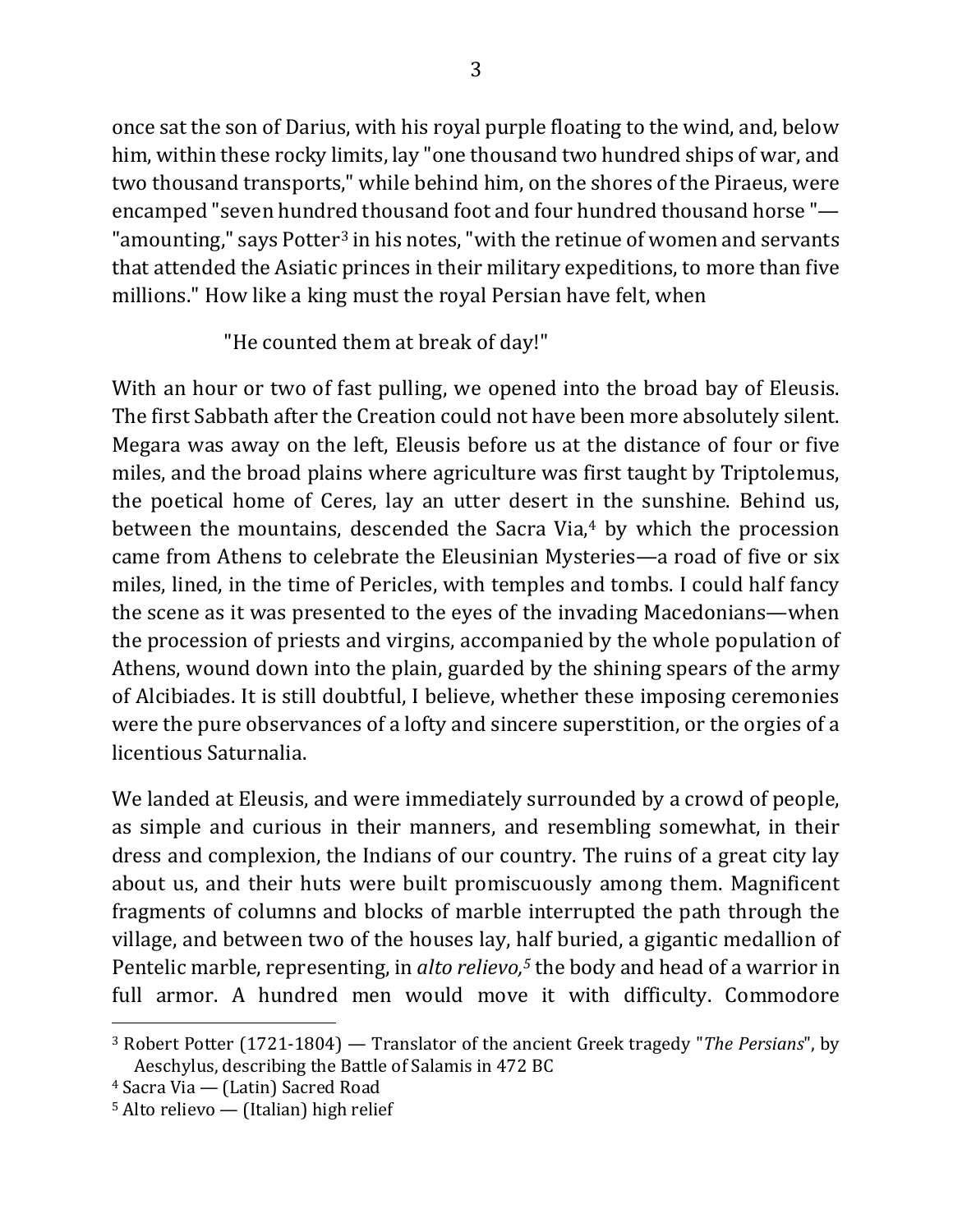once sat the son of Darius, with his royal purple floating to the wind, and, below him, within these rocky limits, lay "one thousand two hundred ships of war, and two thousand transports," while behind him, on the shores of the Piraeus, were encamped "seven hundred thousand foot and four hundred thousand horse "—"amounting," says Potter[3] in his notes, "with the retinue of women and servants that attended the Asiatic princes in their military expeditions, to more than five millions." How like a king must the royal Persian have felt, when

> "He counted them at break of day!"

With an hour or two of fast pulling, we opened into the broad bay of Eleusis. The first Sabbath after the Creation could not have been more absolutely silent. Megara was away on the left, Eleusis before us at the distance of four or five miles, and the broad plains where agriculture was first taught by Triptolemus, the poetical home of Ceres, lay an utter desert in the sunshine. Behind us, between the mountains, descended the Sacra Via,[4] by which the procession came from Athens to celebrate the Eleusinian Mysteries—a road of five or six miles, lined, in the time of Pericles, with temples and tombs. I could half fancy the scene as it was presented to the eyes of the invading Macedonians—when the procession of priests and virgins, accompanied by the whole population of Athens, wound down into the plain, guarded by the shining spears of the army of Alcibiades. It is still doubtful, I believe, whether these imposing ceremonies were the pure observances of a lofty and sincere superstition, or the orgies of a licentious Saturnalia.

We landed at Eleusis, and were immediately surrounded by a crowd of people, as simple and curious in their manners, and resembling somewhat, in their dress and complexion, the Indians of our country. The ruins of a great city lay about us, and their huts were built promiscuously among them. Magnificent fragments of columns and blocks of marble interrupted the path through the village, and between two of the houses lay, half buried, a gigantic medallion of Pentelic marble, representing, in *alto relievo,*[5] the body and head of a warrior in full armor. A hundred men would move it with difficulty. Commodore

---

[3] Robert Potter (1721-1804) — Translator of the ancient Greek tragedy "*The Persians*", by Aeschylus, describing the Battle of Salamis in 472 BC

[4] Sacra Via — (Latin) Sacred Road

[5] Alto relievo — (Italian) high relief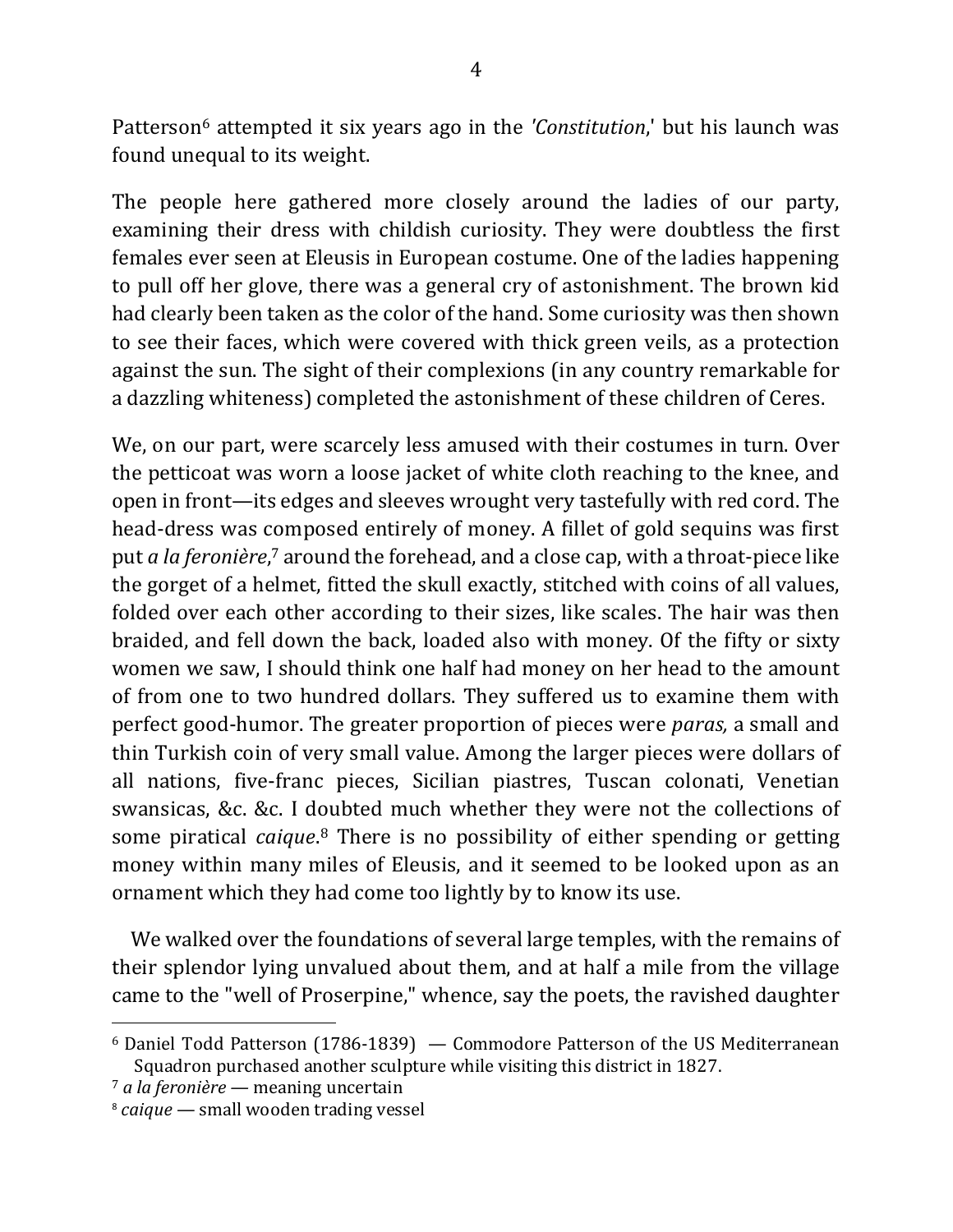Patterson[6] attempted it six years ago in the *'Constitution*,' but his launch was found unequal to its weight.

The people here gathered more closely around the ladies of our party, examining their dress with childish curiosity. They were doubtless the first females ever seen at Eleusis in European costume. One of the ladies happening to pull off her glove, there was a general cry of astonishment. The brown kid had clearly been taken as the color of the hand. Some curiosity was then shown to see their faces, which were covered with thick green veils, as a protection against the sun. The sight of their complexions (in any country remarkable for a dazzling whiteness) completed the astonishment of these children of Ceres.

We, on our part, were scarcely less amused with their costumes in turn. Over the petticoat was worn a loose jacket of white cloth reaching to the knee, and open in front—its edges and sleeves wrought very tastefully with red cord. The head-dress was composed entirely of money. A fillet of gold sequins was first put *a la feronière*,[7] around the forehead, and a close cap, with a throat-piece like the gorget of a helmet, fitted the skull exactly, stitched with coins of all values, folded over each other according to their sizes, like scales. The hair was then braided, and fell down the back, loaded also with money. Of the fifty or sixty women we saw, I should think one half had money on her head to the amount of from one to two hundred dollars. They suffered us to examine them with perfect good-humor. The greater proportion of pieces were *paras,* a small and thin Turkish coin of very small value. Among the larger pieces were dollars of all nations, five-franc pieces, Sicilian piastres, Tuscan colonati, Venetian swansicas, &c. &c. I doubted much whether they were not the collections of some piratical *caique*.[8] There is no possibility of either spending or getting money within many miles of Eleusis, and it seemed to be looked upon as an ornament which they had come too lightly by to know its use.

We walked over the foundations of several large temples, with the remains of their splendor lying unvalued about them, and at half a mile from the village came to the "well of Proserpine," whence, say the poets, the ravished daughter

---

[6] Daniel Todd Patterson (1786-1839) — Commodore Patterson of the US Mediterranean Squadron purchased another sculpture while visiting this district in 1827.

[7] *a la feronière* — meaning uncertain

[8] *caique* — small wooden trading vessel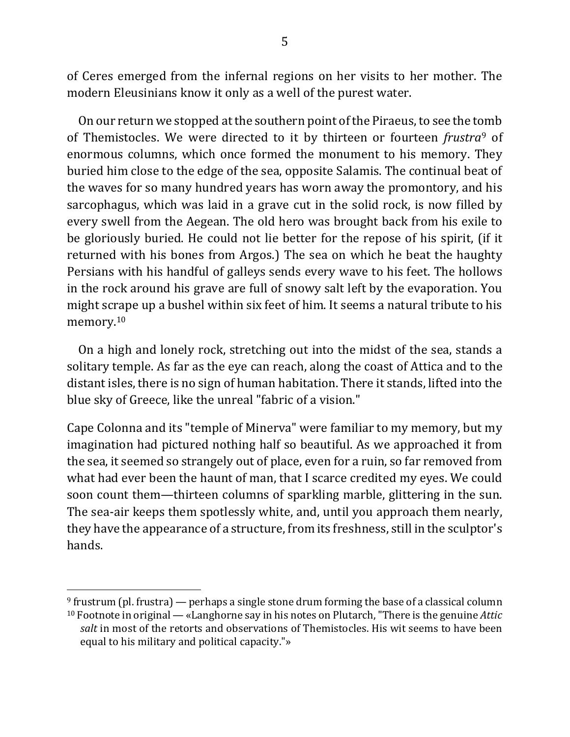of Ceres emerged from the infernal regions on her visits to her mother. The modern Eleusinians know it only as a well of the purest water.

On our return we stopped at the southern point of the Piraeus, to see the tomb of Themistocles. We were directed to it by thirteen or fourteen *frustra*[9] of enormous columns, which once formed the monument to his memory. They buried him close to the edge of the sea, opposite Salamis. The continual beat of the waves for so many hundred years has worn away the promontory, and his sarcophagus, which was laid in a grave cut in the solid rock, is now filled by every swell from the Aegean. The old hero was brought back from his exile to be gloriously buried. He could not lie better for the repose of his spirit, (if it returned with his bones from Argos.) The sea on which he beat the haughty Persians with his handful of galleys sends every wave to his feet. The hollows in the rock around his grave are full of snowy salt left by the evaporation. You might scrape up a bushel within six feet of him. It seems a natural tribute to his memory.[10]

On a high and lonely rock, stretching out into the midst of the sea, stands a solitary temple. As far as the eye can reach, along the coast of Attica and to the distant isles, there is no sign of human habitation. There it stands, lifted into the blue sky of Greece, like the unreal "fabric of a vision."

Cape Colonna and its "temple of Minerva" were familiar to my memory, but my imagination had pictured nothing half so beautiful. As we approached it from the sea, it seemed so strangely out of place, even for a ruin, so far removed from what had ever been the haunt of man, that I scarce credited my eyes. We could soon count them—thirteen columns of sparkling marble, glittering in the sun. The sea-air keeps them spotlessly white, and, until you approach them nearly, they have the appearance of a structure, from its freshness, still in the sculptor's hands.

---

[9] frustrum (pl. frustra) — perhaps a single stone drum forming the base of a classical column

[10] Footnote in original — «Langhorne say in his notes on Plutarch, "There is the genuine *Attic salt* in most of the retorts and observations of Themistocles. His wit seems to have been equal to his military and political capacity."»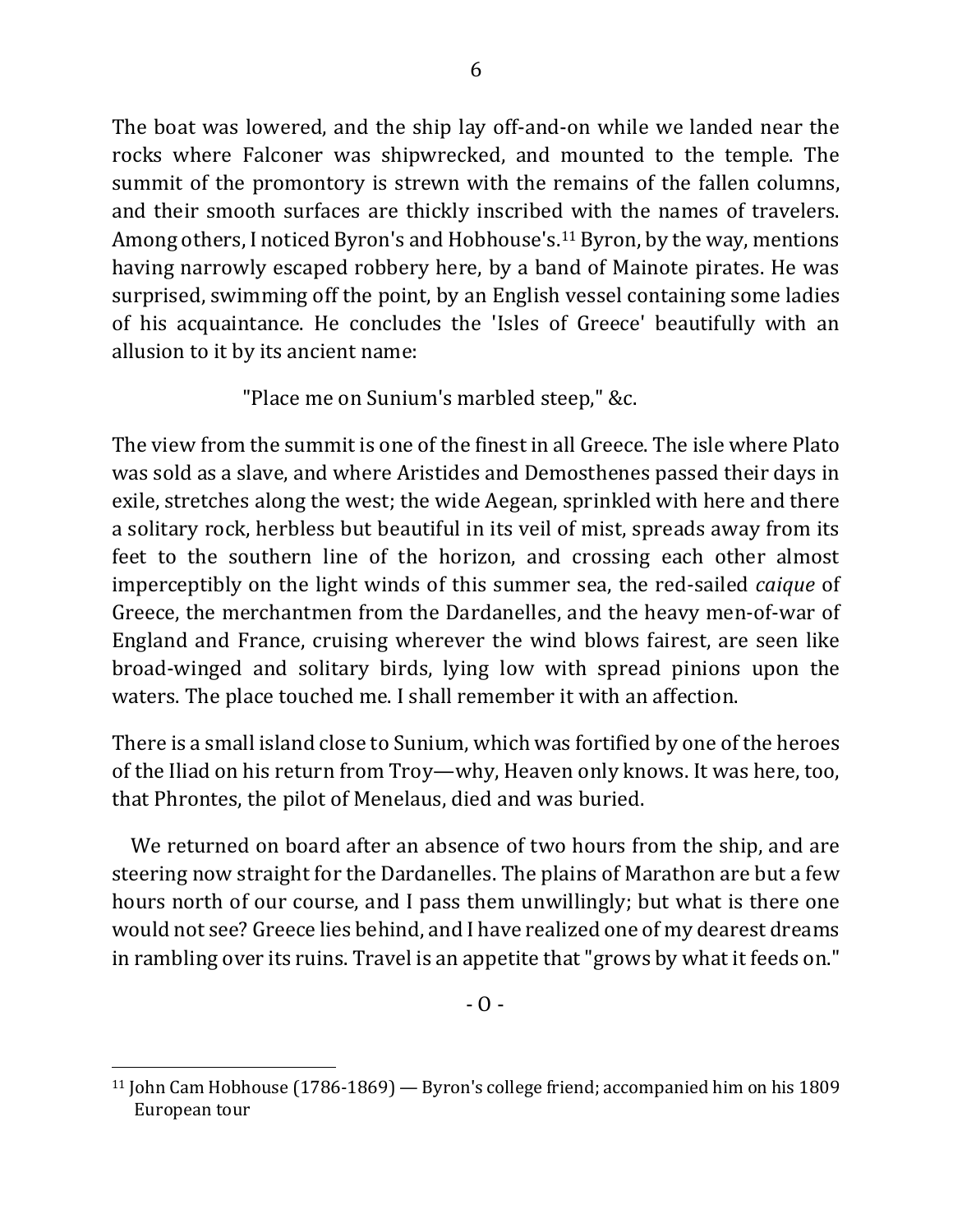The boat was lowered, and the ship lay off-and-on while we landed near the rocks where Falconer was shipwrecked, and mounted to the temple. The summit of the promontory is strewn with the remains of the fallen columns, and their smooth surfaces are thickly inscribed with the names of travelers. Among others, I noticed Byron's and Hobhouse's.[11] Byron, by the way, mentions having narrowly escaped robbery here, by a band of Mainote pirates. He was surprised, swimming off the point, by an English vessel containing some ladies of his acquaintance. He concludes the 'Isles of Greece' beautifully with an allusion to it by its ancient name:

"Place me on Sunium's marbled steep," &c.

The view from the summit is one of the finest in all Greece. The isle where Plato was sold as a slave, and where Aristides and Demosthenes passed their days in exile, stretches along the west; the wide Aegean, sprinkled with here and there a solitary rock, herbless but beautiful in its veil of mist, spreads away from its feet to the southern line of the horizon, and crossing each other almost imperceptibly on the light winds of this summer sea, the red-sailed *caique* of Greece, the merchantmen from the Dardanelles, and the heavy men-of-war of England and France, cruising wherever the wind blows fairest, are seen like broad-winged and solitary birds, lying low with spread pinions upon the waters. The place touched me. I shall remember it with an affection.

There is a small island close to Sunium, which was fortified by one of the heroes of the Iliad on his return from Troy—why, Heaven only knows. It was here, too, that Phrontes, the pilot of Menelaus, died and was buried.

We returned on board after an absence of two hours from the ship, and are steering now straight for the Dardanelles. The plains of Marathon are but a few hours north of our course, and I pass them unwillingly; but what is there one would not see? Greece lies behind, and I have realized one of my dearest dreams in rambling over its ruins. Travel is an appetite that "grows by what it feeds on."

- O -

[11] John Cam Hobhouse (1786-1869) — Byron's college friend; accompanied him on his 1809 European tour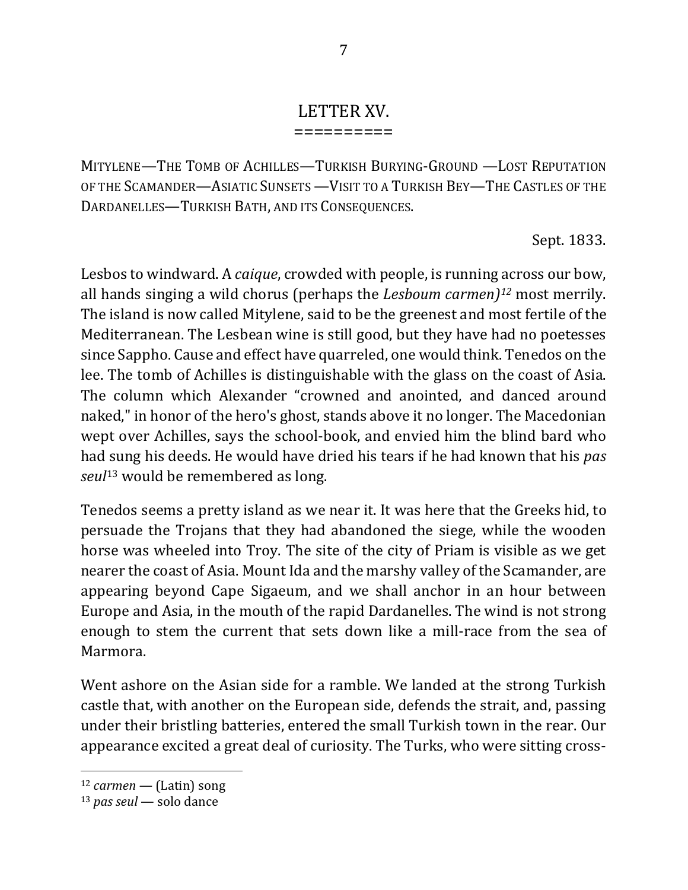## LETTER XV.

==========

MITYLENE—THE TOMB OF ACHILLES—TURKISH BURYING-GROUND —LOST REPUTATION OF THE SCAMANDER—ASIATIC SUNSETS —VISIT TO A TURKISH BEY—THE CASTLES OF THE DARDANELLES—TURKISH BATH, AND ITS CONSEQUENCES.

Sept. 1833.

Lesbos to windward. A *caique*, crowded with people, is running across our bow, all hands singing a wild chorus (perhaps the *Lesboum carmen)*[12] most merrily. The island is now called Mitylene, said to be the greenest and most fertile of the Mediterranean. The Lesbean wine is still good, but they have had no poetesses since Sappho. Cause and effect have quarreled, one would think. Tenedos on the lee. The tomb of Achilles is distinguishable with the glass on the coast of Asia. The column which Alexander "crowned and anointed, and danced around naked," in honor of the hero's ghost, stands above it no longer. The Macedonian wept over Achilles, says the school-book, and envied him the blind bard who had sung his deeds. He would have dried his tears if he had known that his *pas seul*[13] would be remembered as long.

Tenedos seems a pretty island as we near it. It was here that the Greeks hid, to persuade the Trojans that they had abandoned the siege, while the wooden horse was wheeled into Troy. The site of the city of Priam is visible as we get nearer the coast of Asia. Mount Ida and the marshy valley of the Scamander, are appearing beyond Cape Sigaeum, and we shall anchor in an hour between Europe and Asia, in the mouth of the rapid Dardanelles. The wind is not strong enough to stem the current that sets down like a mill-race from the sea of Marmora.

Went ashore on the Asian side for a ramble. We landed at the strong Turkish castle that, with another on the European side, defends the strait, and, passing under their bristling batteries, entered the small Turkish town in the rear. Our appearance excited a great deal of curiosity. The Turks, who were sitting cross-

---

[12] *carmen* — (Latin) song

[13] *pas seul* — solo dance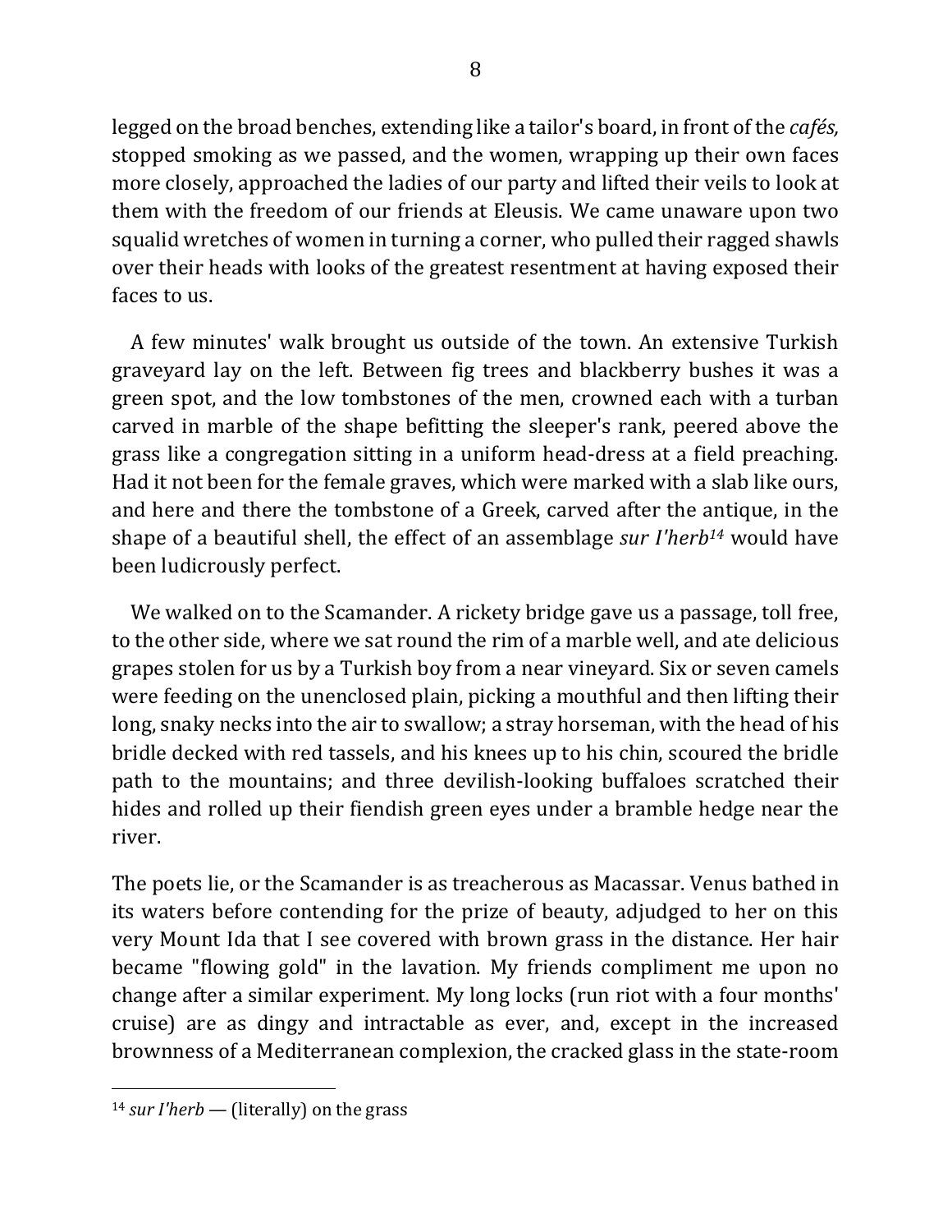legged on the broad benches, extending like a tailor's board, in front of the *cafés,* stopped smoking as we passed, and the women, wrapping up their own faces more closely, approached the ladies of our party and lifted their veils to look at them with the freedom of our friends at Eleusis. We came unaware upon two squalid wretches of women in turning a corner, who pulled their ragged shawls over their heads with looks of the greatest resentment at having exposed their faces to us.

A few minutes' walk brought us outside of the town. An extensive Turkish graveyard lay on the left. Between fig trees and blackberry bushes it was a green spot, and the low tombstones of the men, crowned each with a turban carved in marble of the shape befitting the sleeper's rank, peered above the grass like a congregation sitting in a uniform head-dress at a field preaching. Had it not been for the female graves, which were marked with a slab like ours, and here and there the tombstone of a Greek, carved after the antique, in the shape of a beautiful shell, the effect of an assemblage *sur I'herb*[14] would have been ludicrously perfect.

We walked on to the Scamander. A rickety bridge gave us a passage, toll free, to the other side, where we sat round the rim of a marble well, and ate delicious grapes stolen for us by a Turkish boy from a near vineyard. Six or seven camels were feeding on the unenclosed plain, picking a mouthful and then lifting their long, snaky necks into the air to swallow; a stray horseman, with the head of his bridle decked with red tassels, and his knees up to his chin, scoured the bridle path to the mountains; and three devilish-looking buffaloes scratched their hides and rolled up their fiendish green eyes under a bramble hedge near the river.

The poets lie, or the Scamander is as treacherous as Macassar. Venus bathed in its waters before contending for the prize of beauty, adjudged to her on this very Mount Ida that I see covered with brown grass in the distance. Her hair became "flowing gold" in the lavation. My friends compliment me upon no change after a similar experiment. My long locks (run riot with a four months' cruise) are as dingy and intractable as ever, and, except in the increased brownness of a Mediterranean complexion, the cracked glass in the state-room

---

[14] *sur I'herb* — (literally) on the grass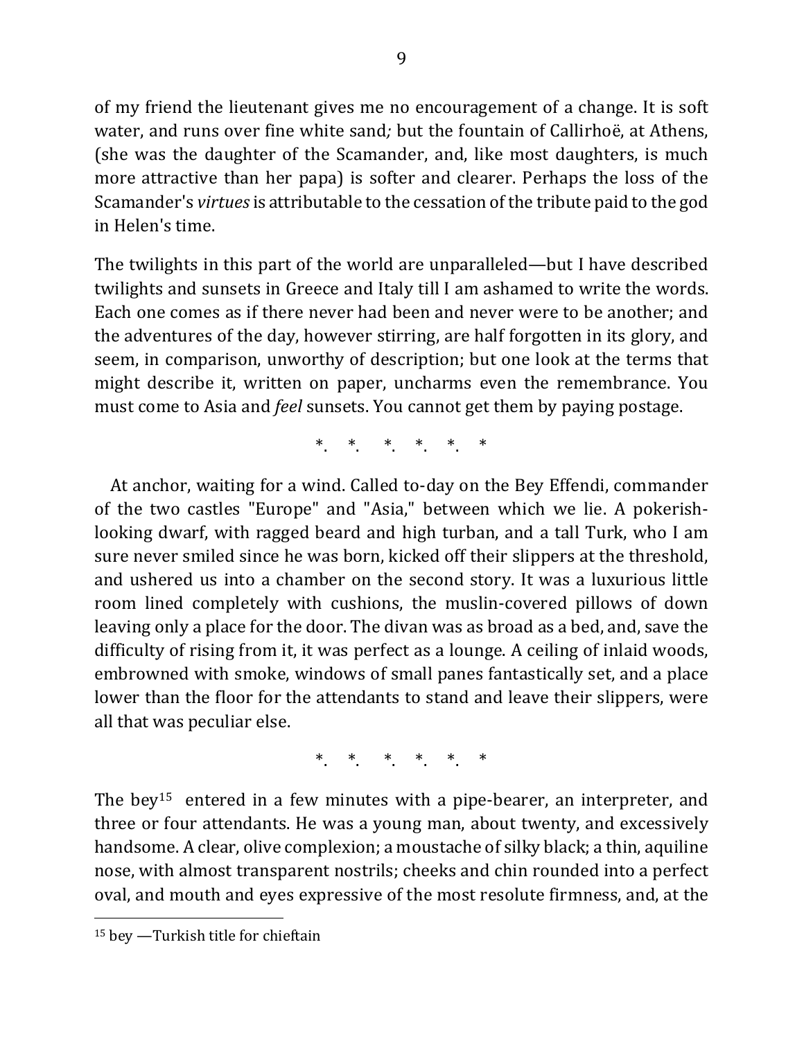of my friend the lieutenant gives me no encouragement of a change. It is soft water, and runs over fine white sand*;* but the fountain of Callirhoë, at Athens, (she was the daughter of the Scamander, and, like most daughters, is much more attractive than her papa) is softer and clearer. Perhaps the loss of the Scamander's *virtues* is attributable to the cessation of the tribute paid to the god in Helen's time.

The twilights in this part of the world are unparalleled—but I have described twilights and sunsets in Greece and Italy till I am ashamed to write the words. Each one comes as if there never had been and never were to be another; and the adventures of the day, however stirring, are half forgotten in its glory, and seem, in comparison, unworthy of description; but one look at the terms that might describe it, written on paper, uncharms even the remembrance. You must come to Asia and *feel* sunsets. You cannot get them by paying postage.

\*. \*. \*. \*. \*. \*

At anchor, waiting for a wind. Called to-day on the Bey Effendi, commander of the two castles "Europe" and "Asia," between which we lie. A pokerish-looking dwarf, with ragged beard and high turban, and a tall Turk, who I am sure never smiled since he was born, kicked off their slippers at the threshold, and ushered us into a chamber on the second story. It was a luxurious little room lined completely with cushions, the muslin-covered pillows of down leaving only a place for the door. The divan was as broad as a bed, and, save the difficulty of rising from it, it was perfect as a lounge. A ceiling of inlaid woods, embrowned with smoke, windows of small panes fantastically set, and a place lower than the floor for the attendants to stand and leave their slippers, were all that was peculiar else.

\*. \*. \*. \*. \*. \*

The bey[15] entered in a few minutes with a pipe-bearer, an interpreter, and three or four attendants. He was a young man, about twenty, and excessively handsome. A clear, olive complexion; a moustache of silky black; a thin, aquiline nose, with almost transparent nostrils; cheeks and chin rounded into a perfect oval, and mouth and eyes expressive of the most resolute firmness, and, at the

[15] bey —Turkish title for chieftain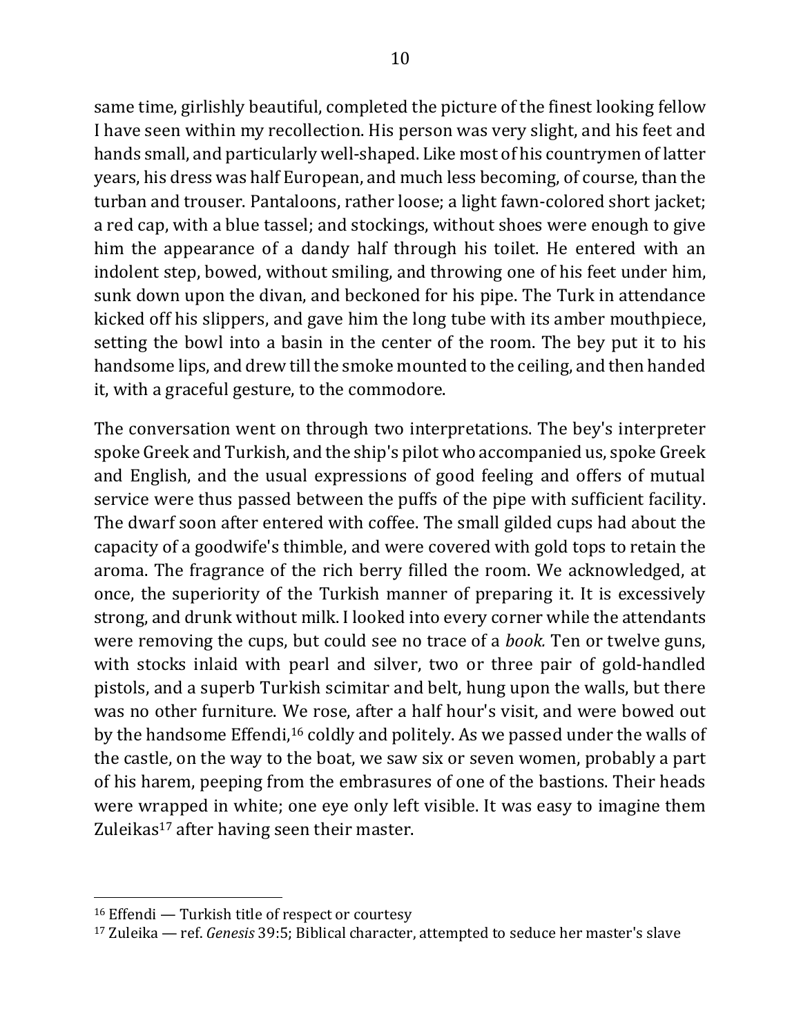same time, girlishly beautiful, completed the picture of the finest looking fellow I have seen within my recollection. His person was very slight, and his feet and hands small, and particularly well-shaped. Like most of his countrymen of latter years, his dress was half European, and much less becoming, of course, than the turban and trouser. Pantaloons, rather loose; a light fawn-colored short jacket; a red cap, with a blue tassel; and stockings, without shoes were enough to give him the appearance of a dandy half through his toilet. He entered with an indolent step, bowed, without smiling, and throwing one of his feet under him, sunk down upon the divan, and beckoned for his pipe. The Turk in attendance kicked off his slippers, and gave him the long tube with its amber mouthpiece, setting the bowl into a basin in the center of the room. The bey put it to his handsome lips, and drew till the smoke mounted to the ceiling, and then handed it, with a graceful gesture, to the commodore.

The conversation went on through two interpretations. The bey's interpreter spoke Greek and Turkish, and the ship's pilot who accompanied us, spoke Greek and English, and the usual expressions of good feeling and offers of mutual service were thus passed between the puffs of the pipe with sufficient facility. The dwarf soon after entered with coffee. The small gilded cups had about the capacity of a goodwife's thimble, and were covered with gold tops to retain the aroma. The fragrance of the rich berry filled the room. We acknowledged, at once, the superiority of the Turkish manner of preparing it. It is excessively strong, and drunk without milk. I looked into every corner while the attendants were removing the cups, but could see no trace of a *book.* Ten or twelve guns, with stocks inlaid with pearl and silver, two or three pair of gold-handled pistols, and a superb Turkish scimitar and belt, hung upon the walls, but there was no other furniture. We rose, after a half hour's visit, and were bowed out by the handsome Effendi,[16] coldly and politely. As we passed under the walls of the castle, on the way to the boat, we saw six or seven women, probably a part of his harem, peeping from the embrasures of one of the bastions. Their heads were wrapped in white; one eye only left visible. It was easy to imagine them Zuleikas[17] after having seen their master.

---

[16] Effendi — Turkish title of respect or courtesy

[17] Zuleika — ref. *Genesis* 39:5; Biblical character, attempted to seduce her master's slave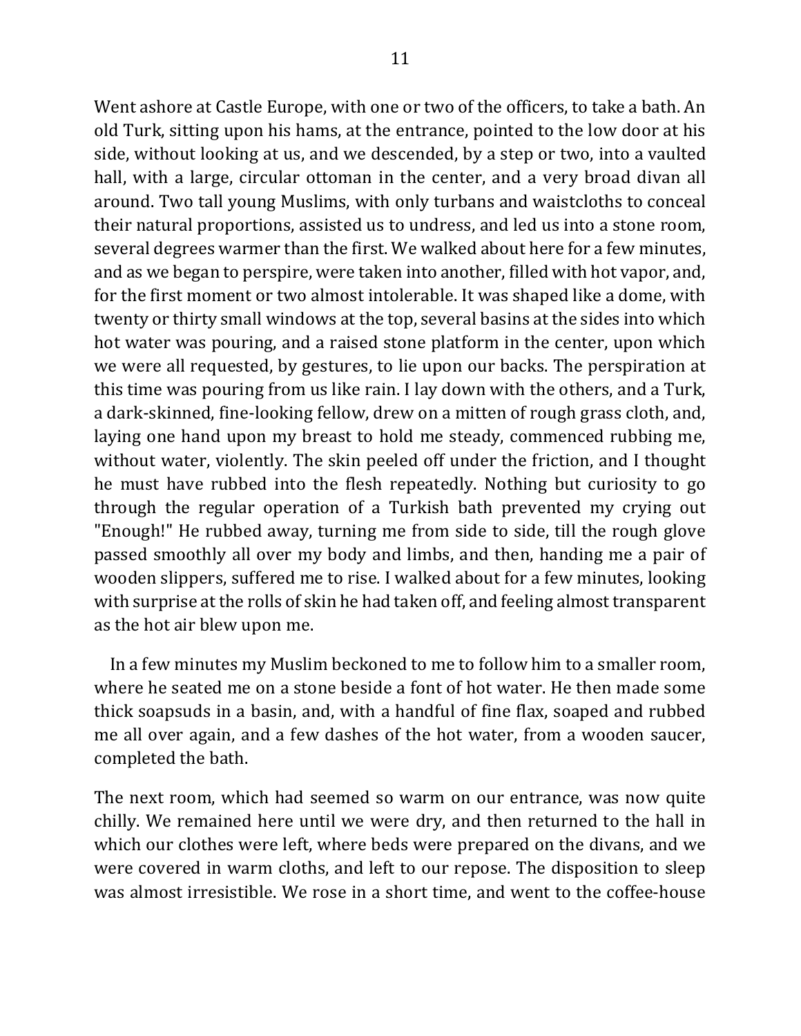Went ashore at Castle Europe, with one or two of the officers, to take a bath. An old Turk, sitting upon his hams, at the entrance, pointed to the low door at his side, without looking at us, and we descended, by a step or two, into a vaulted hall, with a large, circular ottoman in the center, and a very broad divan all around. Two tall young Muslims, with only turbans and waistcloths to conceal their natural proportions, assisted us to undress, and led us into a stone room, several degrees warmer than the first. We walked about here for a few minutes, and as we began to perspire, were taken into another, filled with hot vapor, and, for the first moment or two almost intolerable. It was shaped like a dome, with twenty or thirty small windows at the top, several basins at the sides into which hot water was pouring, and a raised stone platform in the center, upon which we were all requested, by gestures, to lie upon our backs. The perspiration at this time was pouring from us like rain. I lay down with the others, and a Turk, a dark-skinned, fine-looking fellow, drew on a mitten of rough grass cloth, and, laying one hand upon my breast to hold me steady, commenced rubbing me, without water, violently. The skin peeled off under the friction, and I thought he must have rubbed into the flesh repeatedly. Nothing but curiosity to go through the regular operation of a Turkish bath prevented my crying out "Enough!" He rubbed away, turning me from side to side, till the rough glove passed smoothly all over my body and limbs, and then, handing me a pair of wooden slippers, suffered me to rise. I walked about for a few minutes, looking with surprise at the rolls of skin he had taken off, and feeling almost transparent as the hot air blew upon me.

In a few minutes my Muslim beckoned to me to follow him to a smaller room, where he seated me on a stone beside a font of hot water. He then made some thick soapsuds in a basin, and, with a handful of fine flax, soaped and rubbed me all over again, and a few dashes of the hot water, from a wooden saucer, completed the bath.

The next room, which had seemed so warm on our entrance, was now quite chilly. We remained here until we were dry, and then returned to the hall in which our clothes were left, where beds were prepared on the divans, and we were covered in warm cloths, and left to our repose. The disposition to sleep was almost irresistible. We rose in a short time, and went to the coffee-house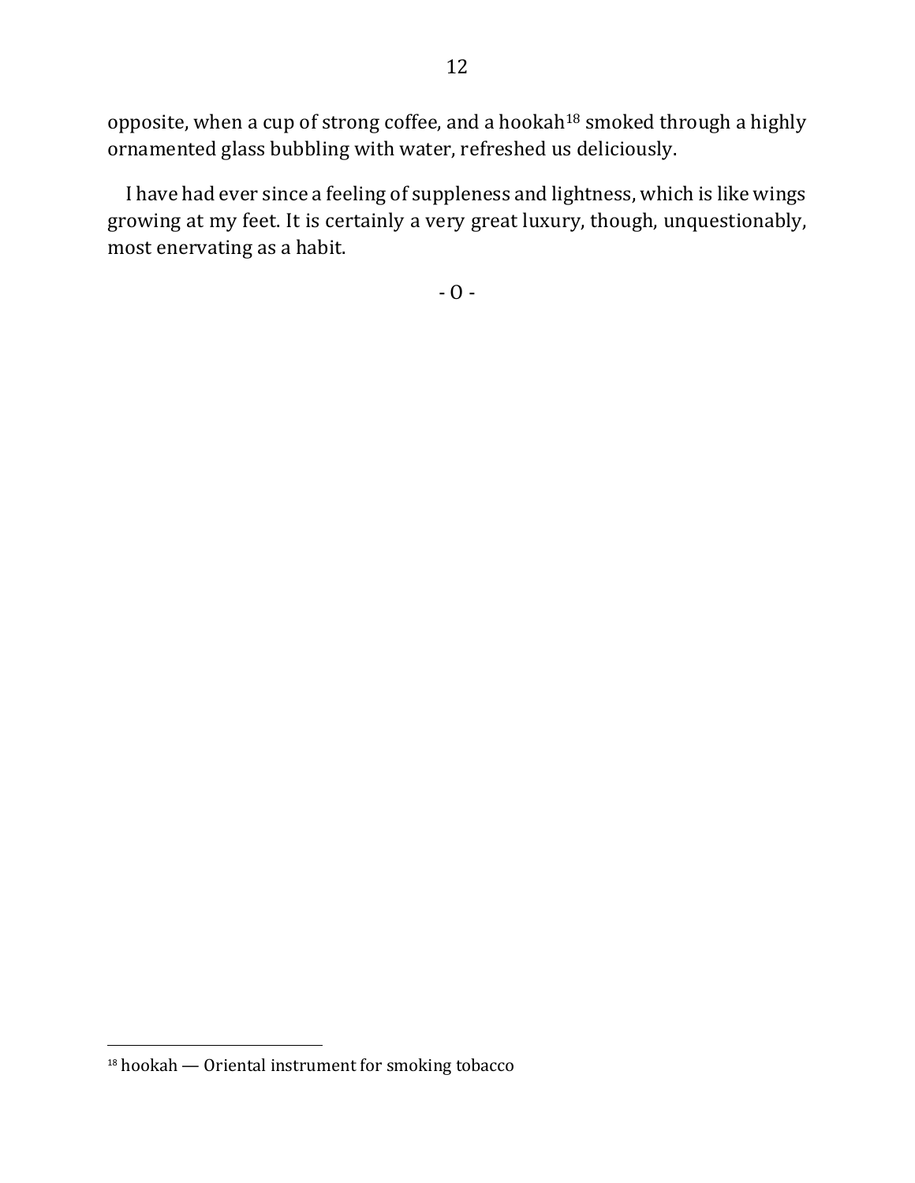opposite, when a cup of strong coffee, and a hookah[18] smoked through a highly ornamented glass bubbling with water, refreshed us deliciously.

I have had ever since a feeling of suppleness and lightness, which is like wings growing at my feet. It is certainly a very great luxury, though, unquestionably, most enervating as a habit.

- O -

[18] hookah — Oriental instrument for smoking tobacco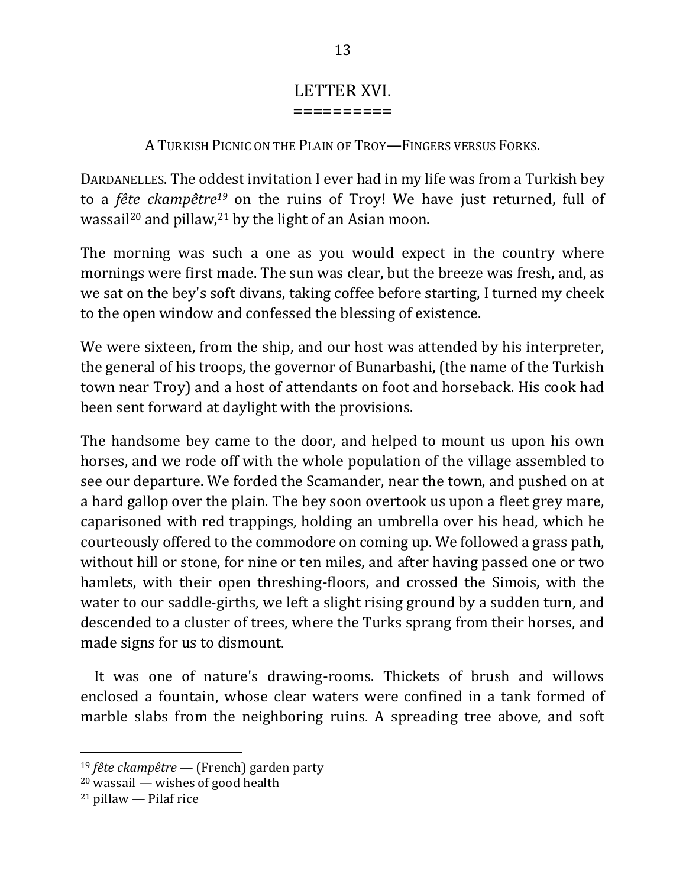# LETTER XVI.

A TURKISH PICNIC ON THE PLAIN OF TROY—FINGERS VERSUS FORKS.

DARDANELLES. The oddest invitation I ever had in my life was from a Turkish bey to a *fête ckampêtre*[19] on the ruins of Troy! We have just returned, full of wassail[20] and pillaw,[21] by the light of an Asian moon.

The morning was such a one as you would expect in the country where mornings were first made. The sun was clear, but the breeze was fresh, and, as we sat on the bey's soft divans, taking coffee before starting, I turned my cheek to the open window and confessed the blessing of existence.

We were sixteen, from the ship, and our host was attended by his interpreter, the general of his troops, the governor of Bunarbashi, (the name of the Turkish town near Troy) and a host of attendants on foot and horseback. His cook had been sent forward at daylight with the provisions.

The handsome bey came to the door, and helped to mount us upon his own horses, and we rode off with the whole population of the village assembled to see our departure. We forded the Scamander, near the town, and pushed on at a hard gallop over the plain. The bey soon overtook us upon a fleet grey mare, caparisoned with red trappings, holding an umbrella over his head, which he courteously offered to the commodore on coming up. We followed a grass path, without hill or stone, for nine or ten miles, and after having passed one or two hamlets, with their open threshing-floors, and crossed the Simois, with the water to our saddle-girths, we left a slight rising ground by a sudden turn, and descended to a cluster of trees, where the Turks sprang from their horses, and made signs for us to dismount.

It was one of nature's drawing-rooms. Thickets of brush and willows enclosed a fountain, whose clear waters were confined in a tank formed of marble slabs from the neighboring ruins. A spreading tree above, and soft

---

[19] *fête ckampêtre* — (French) garden party

[20] wassail — wishes of good health

[21] pillaw — Pilaf rice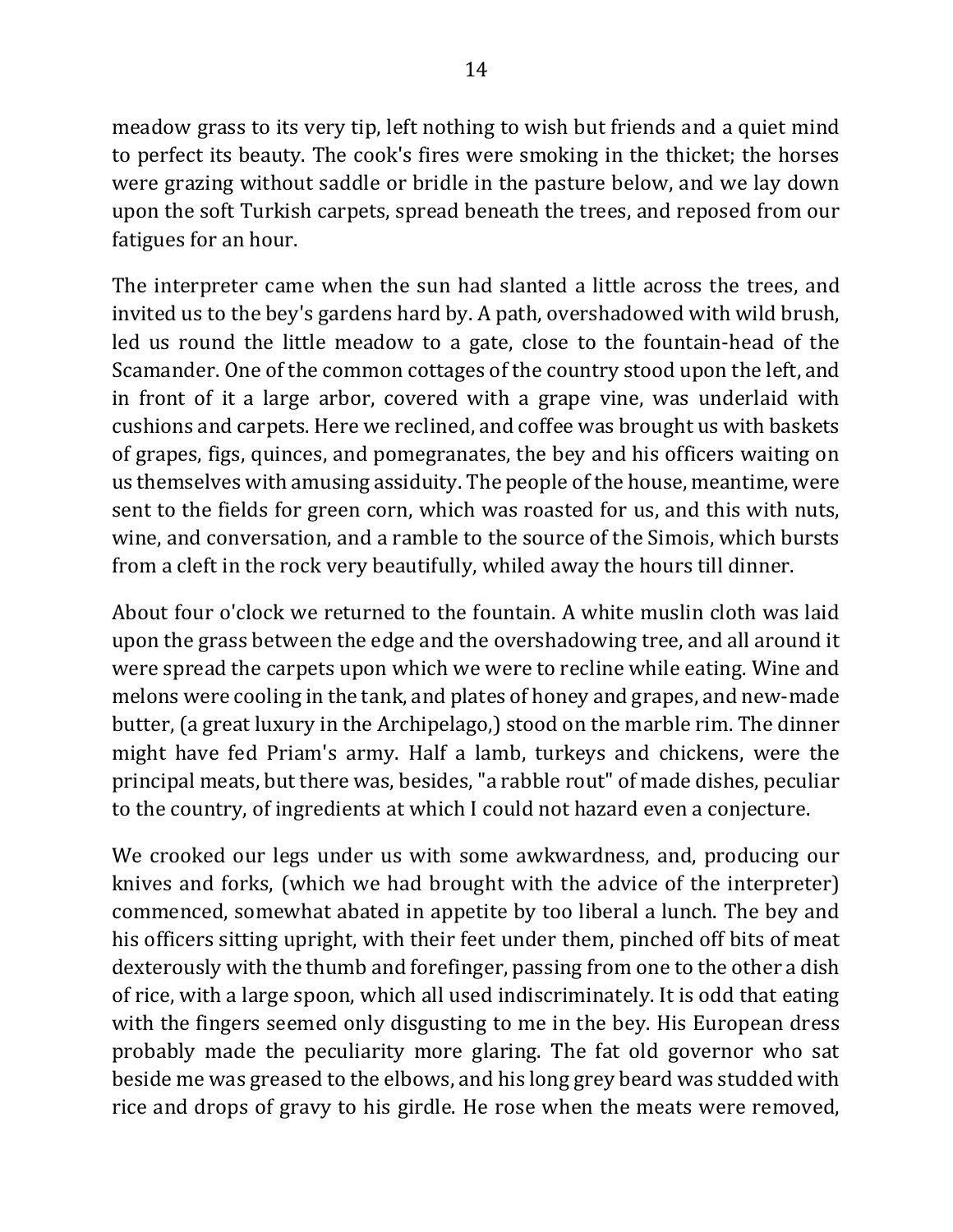meadow grass to its very tip, left nothing to wish but friends and a quiet mind to perfect its beauty. The cook's fires were smoking in the thicket; the horses were grazing without saddle or bridle in the pasture below, and we lay down upon the soft Turkish carpets, spread beneath the trees, and reposed from our fatigues for an hour.

The interpreter came when the sun had slanted a little across the trees, and invited us to the bey's gardens hard by. A path, overshadowed with wild brush, led us round the little meadow to a gate, close to the fountain-head of the Scamander. One of the common cottages of the country stood upon the left, and in front of it a large arbor, covered with a grape vine, was underlaid with cushions and carpets. Here we reclined, and coffee was brought us with baskets of grapes, figs, quinces, and pomegranates, the bey and his officers waiting on us themselves with amusing assiduity. The people of the house, meantime, were sent to the fields for green corn, which was roasted for us, and this with nuts, wine, and conversation, and a ramble to the source of the Simois, which bursts from a cleft in the rock very beautifully, whiled away the hours till dinner.

About four o'clock we returned to the fountain. A white muslin cloth was laid upon the grass between the edge and the overshadowing tree, and all around it were spread the carpets upon which we were to recline while eating. Wine and melons were cooling in the tank, and plates of honey and grapes, and new-made butter, (a great luxury in the Archipelago,) stood on the marble rim. The dinner might have fed Priam's army. Half a lamb, turkeys and chickens, were the principal meats, but there was, besides, "a rabble rout" of made dishes, peculiar to the country, of ingredients at which I could not hazard even a conjecture.

We crooked our legs under us with some awkwardness, and, producing our knives and forks, (which we had brought with the advice of the interpreter) commenced, somewhat abated in appetite by too liberal a lunch. The bey and his officers sitting upright, with their feet under them, pinched off bits of meat dexterously with the thumb and forefinger, passing from one to the other a dish of rice, with a large spoon, which all used indiscriminately. It is odd that eating with the fingers seemed only disgusting to me in the bey. His European dress probably made the peculiarity more glaring. The fat old governor who sat beside me was greased to the elbows, and his long grey beard was studded with rice and drops of gravy to his girdle. He rose when the meats were removed,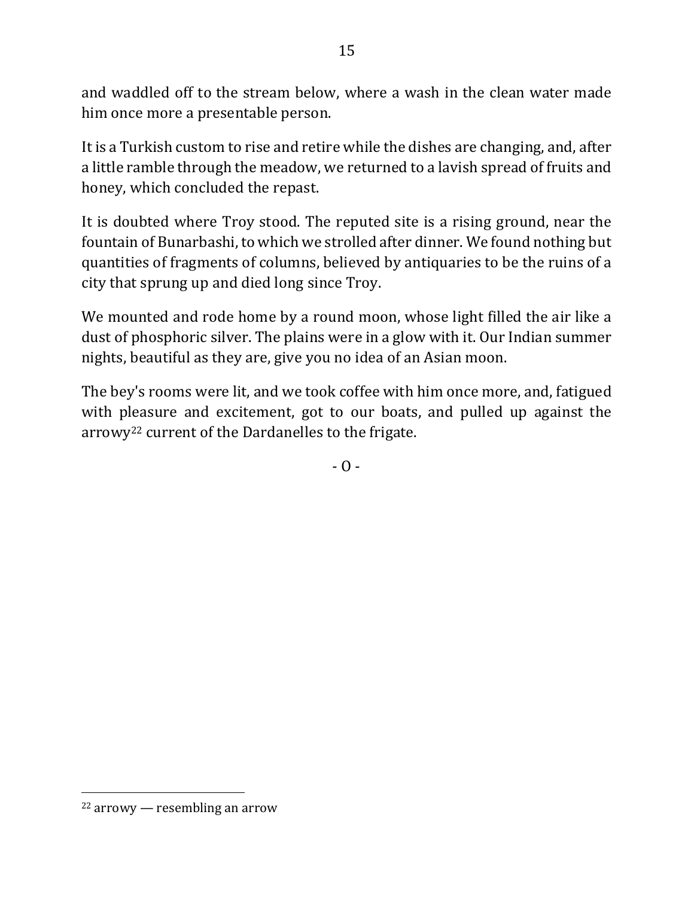and waddled off to the stream below, where a wash in the clean water made him once more a presentable person.

It is a Turkish custom to rise and retire while the dishes are changing, and, after a little ramble through the meadow, we returned to a lavish spread of fruits and honey, which concluded the repast.

It is doubted where Troy stood. The reputed site is a rising ground, near the fountain of Bunarbashi, to which we strolled after dinner. We found nothing but quantities of fragments of columns, believed by antiquaries to be the ruins of a city that sprung up and died long since Troy.

We mounted and rode home by a round moon, whose light filled the air like a dust of phosphoric silver. The plains were in a glow with it. Our Indian summer nights, beautiful as they are, give you no idea of an Asian moon.

The bey's rooms were lit, and we took coffee with him once more, and, fatigued with pleasure and excitement, got to our boats, and pulled up against the arrowy[22] current of the Dardanelles to the frigate.

- O -

[22] arrowy — resembling an arrow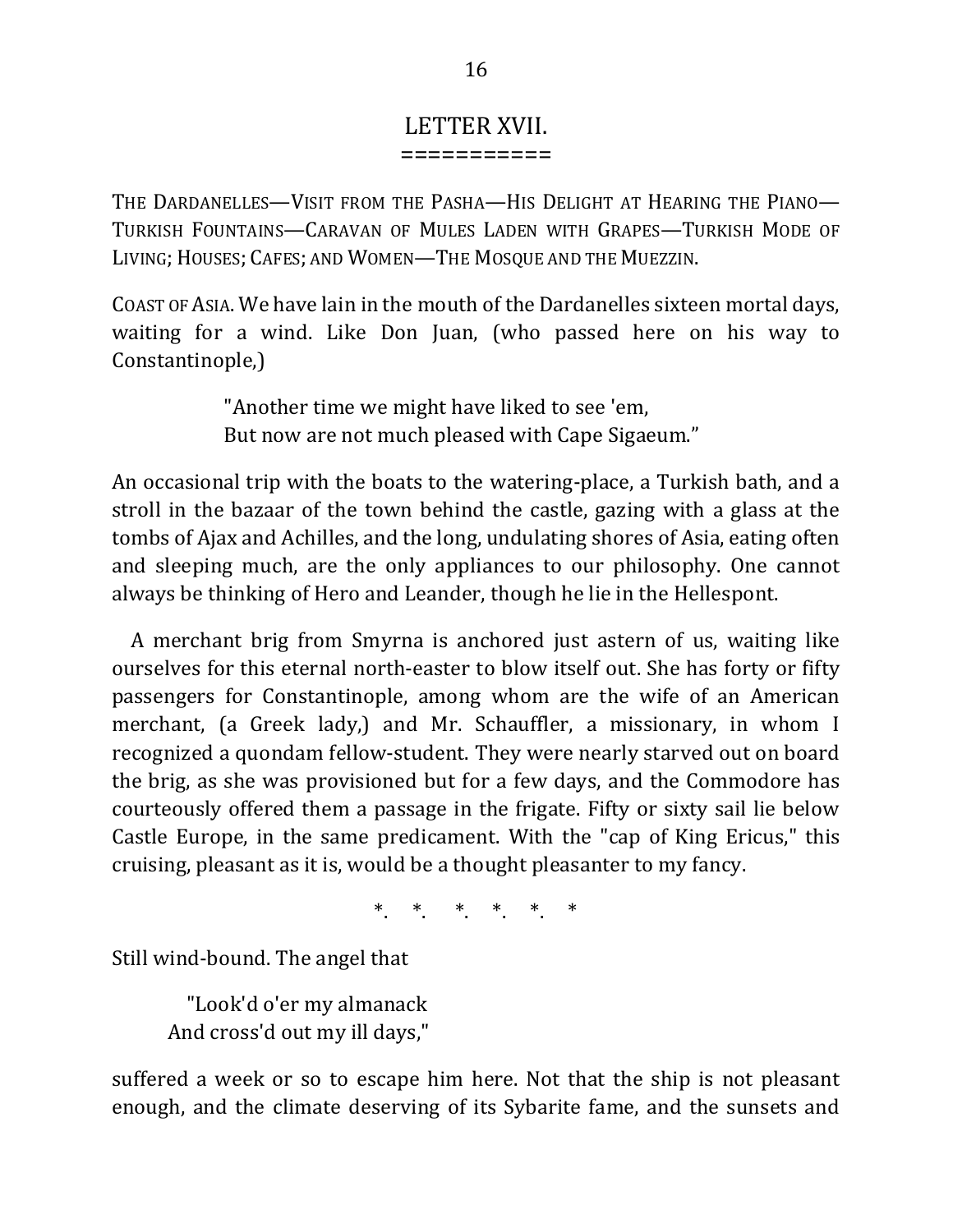# LETTER XVII.

The Dardanelles—Visit from the Pasha—His Delight at Hearing the Piano—Turkish Fountains—Caravan of Mules Laden with Grapes—Turkish Mode of Living; Houses; Cafes; and Women—The Mosque and the Muezzin.

Coast of Asia. We have lain in the mouth of the Dardanelles sixteen mortal days, waiting for a wind. Like Don Juan, (who passed here on his way to Constantinople,)

> "Another time we might have liked to see 'em,  
> But now are not much pleased with Cape Sigaeum."

An occasional trip with the boats to the watering-place, a Turkish bath, and a stroll in the bazaar of the town behind the castle, gazing with a glass at the tombs of Ajax and Achilles, and the long, undulating shores of Asia, eating often and sleeping much, are the only appliances to our philosophy. One cannot always be thinking of Hero and Leander, though he lie in the Hellespont.

A merchant brig from Smyrna is anchored just astern of us, waiting like ourselves for this eternal north-easter to blow itself out. She has forty or fifty passengers for Constantinople, among whom are the wife of an American merchant, (a Greek lady,) and Mr. Schauffler, a missionary, in whom I recognized a quondam fellow-student. They were nearly starved out on board the brig, as she was provisioned but for a few days, and the Commodore has courteously offered them a passage in the frigate. Fifty or sixty sail lie below Castle Europe, in the same predicament. With the "cap of King Ericus," this cruising, pleasant as it is, would be a thought pleasanter to my fancy.

\*. \*. \*. \*. \*. \*

Still wind-bound. The angel that

> "Look'd o'er my almanack  
> And cross'd out my ill days,"

suffered a week or so to escape him here. Not that the ship is not pleasant enough, and the climate deserving of its Sybarite fame, and the sunsets and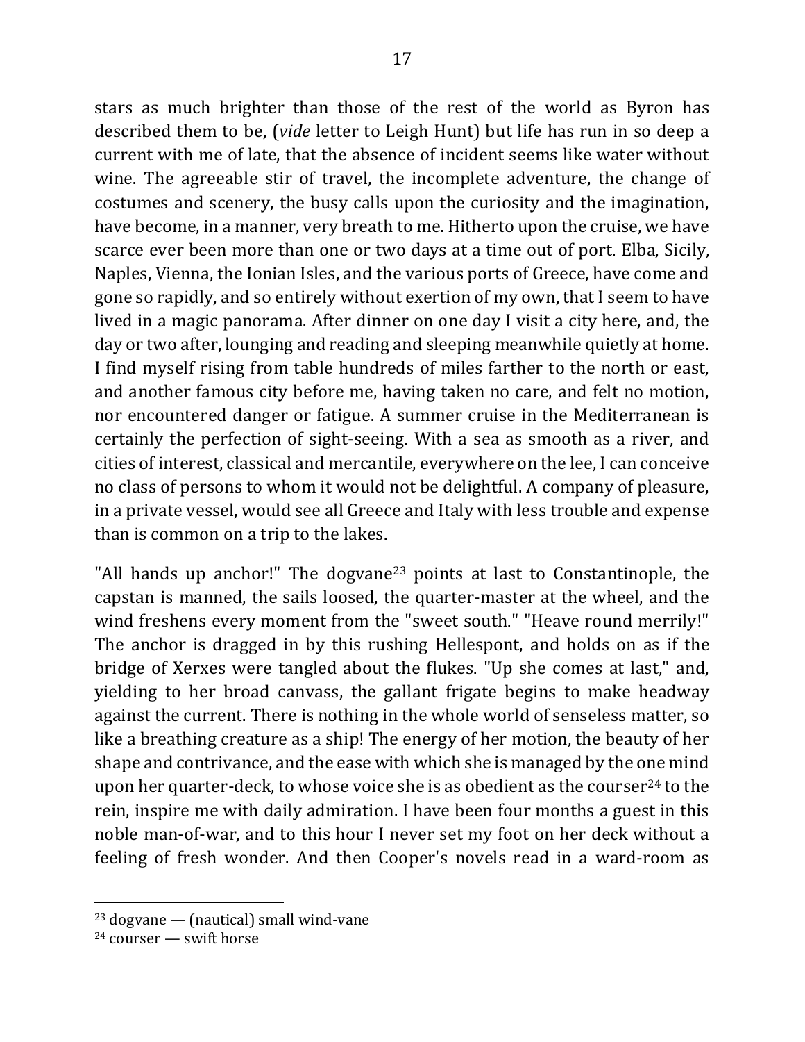stars as much brighter than those of the rest of the world as Byron has described them to be, (*vide* letter to Leigh Hunt) but life has run in so deep a current with me of late, that the absence of incident seems like water without wine. The agreeable stir of travel, the incomplete adventure, the change of costumes and scenery, the busy calls upon the curiosity and the imagination, have become, in a manner, very breath to me. Hitherto upon the cruise, we have scarce ever been more than one or two days at a time out of port. Elba, Sicily, Naples, Vienna, the Ionian Isles, and the various ports of Greece, have come and gone so rapidly, and so entirely without exertion of my own, that I seem to have lived in a magic panorama. After dinner on one day I visit a city here, and, the day or two after, lounging and reading and sleeping meanwhile quietly at home. I find myself rising from table hundreds of miles farther to the north or east, and another famous city before me, having taken no care, and felt no motion, nor encountered danger or fatigue. A summer cruise in the Mediterranean is certainly the perfection of sight-seeing. With a sea as smooth as a river, and cities of interest, classical and mercantile, everywhere on the lee, I can conceive no class of persons to whom it would not be delightful. A company of pleasure, in a private vessel, would see all Greece and Italy with less trouble and expense than is common on a trip to the lakes.

"All hands up anchor!" The dogvane[23] points at last to Constantinople, the capstan is manned, the sails loosed, the quarter-master at the wheel, and the wind freshens every moment from the "sweet south." "Heave round merrily!" The anchor is dragged in by this rushing Hellespont, and holds on as if the bridge of Xerxes were tangled about the flukes. "Up she comes at last," and, yielding to her broad canvass, the gallant frigate begins to make headway against the current. There is nothing in the whole world of senseless matter, so like a breathing creature as a ship! The energy of her motion, the beauty of her shape and contrivance, and the ease with which she is managed by the one mind upon her quarter-deck, to whose voice she is as obedient as the courser[24] to the rein, inspire me with daily admiration. I have been four months a guest in this noble man-of-war, and to this hour I never set my foot on her deck without a feeling of fresh wonder. And then Cooper's novels read in a ward-room as

---

[23] dogvane — (nautical) small wind-vane

[24] courser — swift horse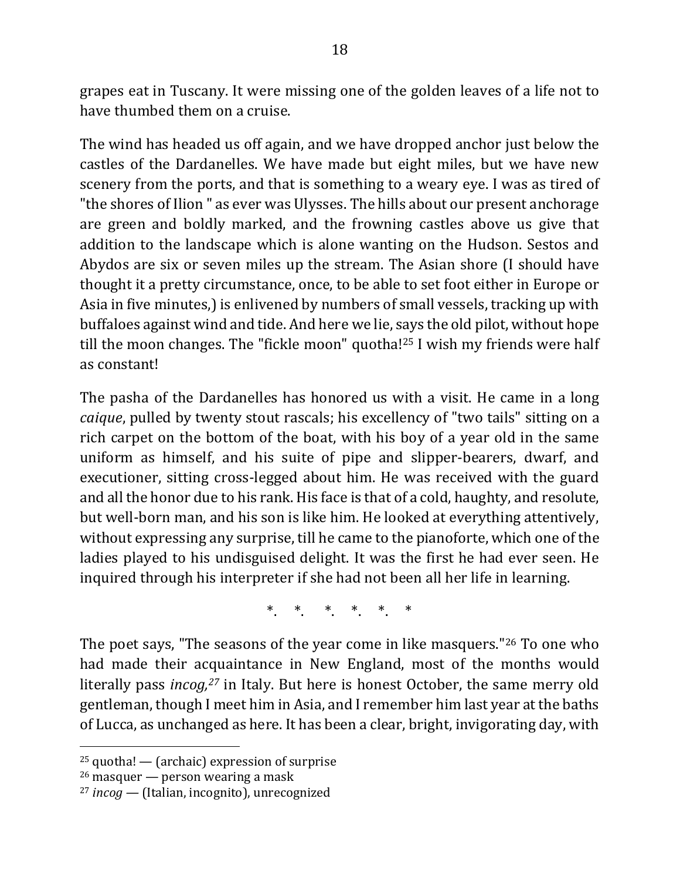grapes eat in Tuscany. It were missing one of the golden leaves of a life not to have thumbed them on a cruise.

The wind has headed us off again, and we have dropped anchor just below the castles of the Dardanelles. We have made but eight miles, but we have new scenery from the ports, and that is something to a weary eye. I was as tired of "the shores of Ilion " as ever was Ulysses. The hills about our present anchorage are green and boldly marked, and the frowning castles above us give that addition to the landscape which is alone wanting on the Hudson. Sestos and Abydos are six or seven miles up the stream. The Asian shore (I should have thought it a pretty circumstance, once, to be able to set foot either in Europe or Asia in five minutes,) is enlivened by numbers of small vessels, tracking up with buffaloes against wind and tide. And here we lie, says the old pilot, without hope till the moon changes. The "fickle moon" quotha![25] I wish my friends were half as constant!

The pasha of the Dardanelles has honored us with a visit. He came in a long *caique*, pulled by twenty stout rascals; his excellency of "two tails" sitting on a rich carpet on the bottom of the boat, with his boy of a year old in the same uniform as himself, and his suite of pipe and slipper-bearers, dwarf, and executioner, sitting cross-legged about him. He was received with the guard and all the honor due to his rank. His face is that of a cold, haughty, and resolute, but well-born man, and his son is like him. He looked at everything attentively, without expressing any surprise, till he came to the pianoforte, which one of the ladies played to his undisguised delight. It was the first he had ever seen. He inquired through his interpreter if she had not been all her life in learning.

\*. \*. \*. \*. \*. \*

The poet says, "The seasons of the year come in like masquers."[26] To one who had made their acquaintance in New England, most of the months would literally pass *incog,*[27] in Italy. But here is honest October, the same merry old gentleman, though I meet him in Asia, and I remember him last year at the baths of Lucca, as unchanged as here. It has been a clear, bright, invigorating day, with

---

[25] quotha! — (archaic) expression of surprise

[26] masquer — person wearing a mask

[27] *incog* — (Italian, incognito), unrecognized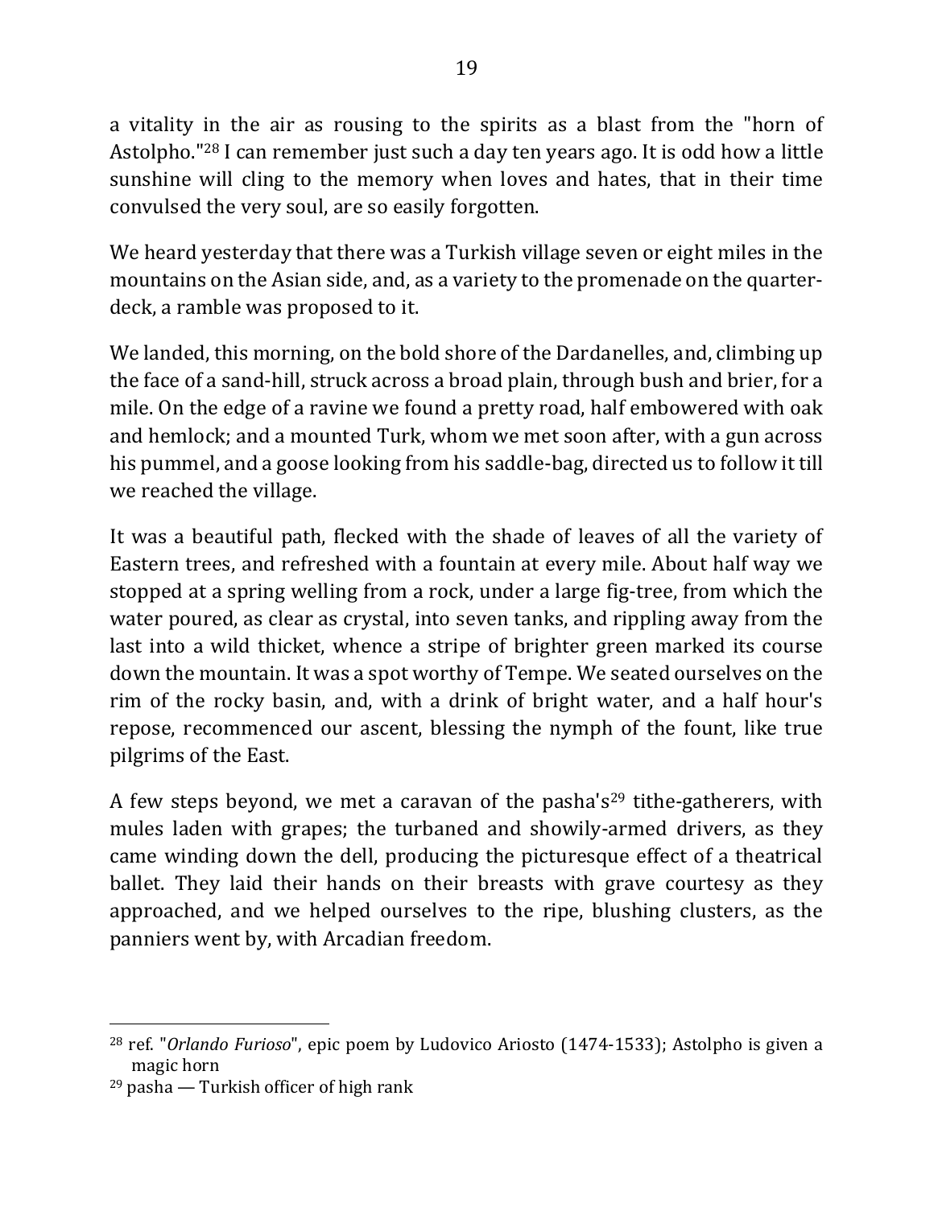a vitality in the air as rousing to the spirits as a blast from the "horn of Astolpho."[28] I can remember just such a day ten years ago. It is odd how a little sunshine will cling to the memory when loves and hates, that in their time convulsed the very soul, are so easily forgotten.

We heard yesterday that there was a Turkish village seven or eight miles in the mountains on the Asian side, and, as a variety to the promenade on the quarter-deck, a ramble was proposed to it.

We landed, this morning, on the bold shore of the Dardanelles, and, climbing up the face of a sand-hill, struck across a broad plain, through bush and brier, for a mile. On the edge of a ravine we found a pretty road, half embowered with oak and hemlock; and a mounted Turk, whom we met soon after, with a gun across his pummel, and a goose looking from his saddle-bag, directed us to follow it till we reached the village.

It was a beautiful path, flecked with the shade of leaves of all the variety of Eastern trees, and refreshed with a fountain at every mile. About half way we stopped at a spring welling from a rock, under a large fig-tree, from which the water poured, as clear as crystal, into seven tanks, and rippling away from the last into a wild thicket, whence a stripe of brighter green marked its course down the mountain. It was a spot worthy of Tempe. We seated ourselves on the rim of the rocky basin, and, with a drink of bright water, and a half hour's repose, recommenced our ascent, blessing the nymph of the fount, like true pilgrims of the East.

A few steps beyond, we met a caravan of the pasha's[29] tithe-gatherers, with mules laden with grapes; the turbaned and showily-armed drivers, as they came winding down the dell, producing the picturesque effect of a theatrical ballet. They laid their hands on their breasts with grave courtesy as they approached, and we helped ourselves to the ripe, blushing clusters, as the panniers went by, with Arcadian freedom.

---

[28] ref. "*Orlando Furioso*", epic poem by Ludovico Ariosto (1474-1533); Astolpho is given a magic horn

[29] pasha — Turkish officer of high rank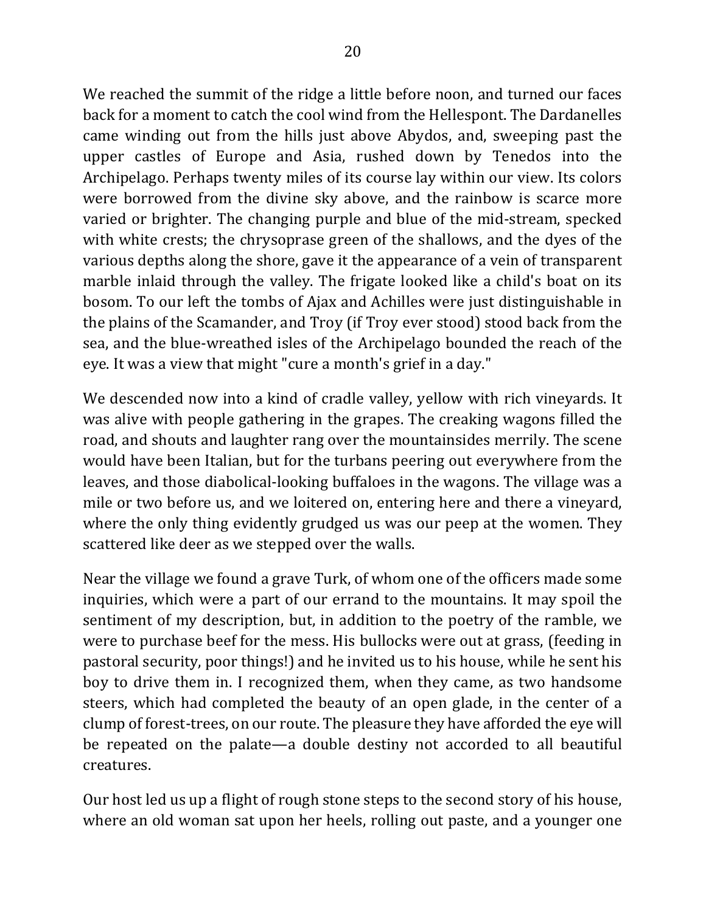We reached the summit of the ridge a little before noon, and turned our faces back for a moment to catch the cool wind from the Hellespont. The Dardanelles came winding out from the hills just above Abydos, and, sweeping past the upper castles of Europe and Asia, rushed down by Tenedos into the Archipelago. Perhaps twenty miles of its course lay within our view. Its colors were borrowed from the divine sky above, and the rainbow is scarce more varied or brighter. The changing purple and blue of the mid-stream, specked with white crests; the chrysoprase green of the shallows, and the dyes of the various depths along the shore, gave it the appearance of a vein of transparent marble inlaid through the valley. The frigate looked like a child's boat on its bosom. To our left the tombs of Ajax and Achilles were just distinguishable in the plains of the Scamander, and Troy (if Troy ever stood) stood back from the sea, and the blue-wreathed isles of the Archipelago bounded the reach of the eye. It was a view that might "cure a month's grief in a day."

We descended now into a kind of cradle valley, yellow with rich vineyards. It was alive with people gathering in the grapes. The creaking wagons filled the road, and shouts and laughter rang over the mountainsides merrily. The scene would have been Italian, but for the turbans peering out everywhere from the leaves, and those diabolical-looking buffaloes in the wagons. The village was a mile or two before us, and we loitered on, entering here and there a vineyard, where the only thing evidently grudged us was our peep at the women. They scattered like deer as we stepped over the walls.

Near the village we found a grave Turk, of whom one of the officers made some inquiries, which were a part of our errand to the mountains. It may spoil the sentiment of my description, but, in addition to the poetry of the ramble, we were to purchase beef for the mess. His bullocks were out at grass, (feeding in pastoral security, poor things!) and he invited us to his house, while he sent his boy to drive them in. I recognized them, when they came, as two handsome steers, which had completed the beauty of an open glade, in the center of a clump of forest-trees, on our route. The pleasure they have afforded the eye will be repeated on the palate—a double destiny not accorded to all beautiful creatures.

Our host led us up a flight of rough stone steps to the second story of his house, where an old woman sat upon her heels, rolling out paste, and a younger one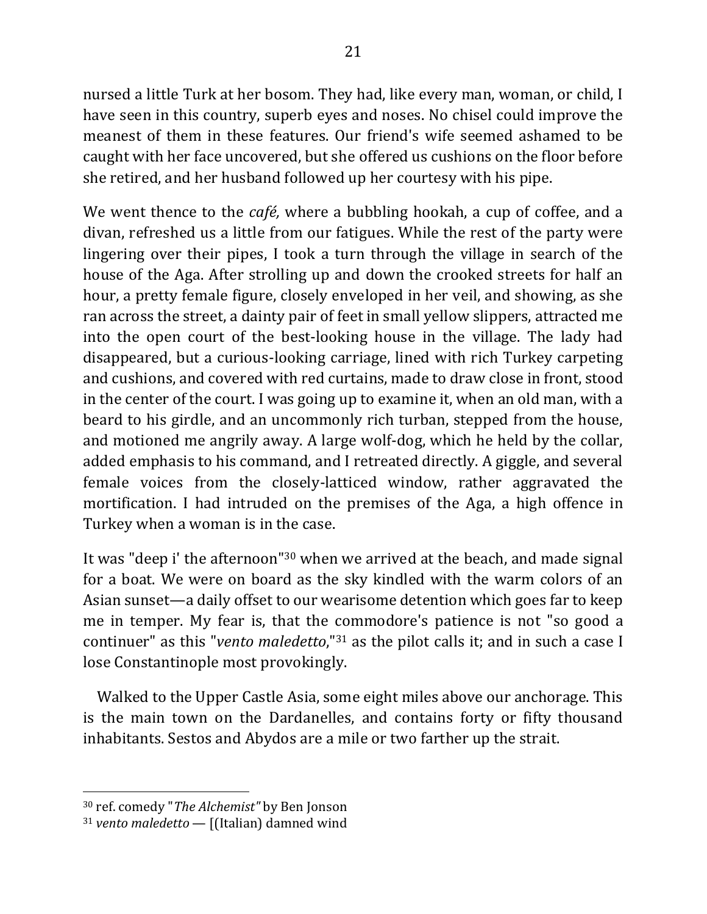nursed a little Turk at her bosom. They had, like every man, woman, or child, I have seen in this country, superb eyes and noses. No chisel could improve the meanest of them in these features. Our friend's wife seemed ashamed to be caught with her face uncovered, but she offered us cushions on the floor before she retired, and her husband followed up her courtesy with his pipe.

We went thence to the *café,* where a bubbling hookah, a cup of coffee, and a divan, refreshed us a little from our fatigues. While the rest of the party were lingering over their pipes, I took a turn through the village in search of the house of the Aga. After strolling up and down the crooked streets for half an hour, a pretty female figure, closely enveloped in her veil, and showing, as she ran across the street, a dainty pair of feet in small yellow slippers, attracted me into the open court of the best-looking house in the village. The lady had disappeared, but a curious-looking carriage, lined with rich Turkey carpeting and cushions, and covered with red curtains, made to draw close in front, stood in the center of the court. I was going up to examine it, when an old man, with a beard to his girdle, and an uncommonly rich turban, stepped from the house, and motioned me angrily away. A large wolf-dog, which he held by the collar, added emphasis to his command, and I retreated directly. A giggle, and several female voices from the closely-latticed window, rather aggravated the mortification. I had intruded on the premises of the Aga, a high offence in Turkey when a woman is in the case.

It was "deep i' the afternoon"[30] when we arrived at the beach, and made signal for a boat. We were on board as the sky kindled with the warm colors of an Asian sunset—a daily offset to our wearisome detention which goes far to keep me in temper. My fear is, that the commodore's patience is not "so good a continuer" as this "*vento maledetto*,"[31] as the pilot calls it; and in such a case I lose Constantinople most provokingly.

Walked to the Upper Castle Asia, some eight miles above our anchorage. This is the main town on the Dardanelles, and contains forty or fifty thousand inhabitants. Sestos and Abydos are a mile or two farther up the strait.

---

[30] ref. comedy "*The Alchemist"* by Ben Jonson

[31] *vento maledetto* — [(Italian) damned wind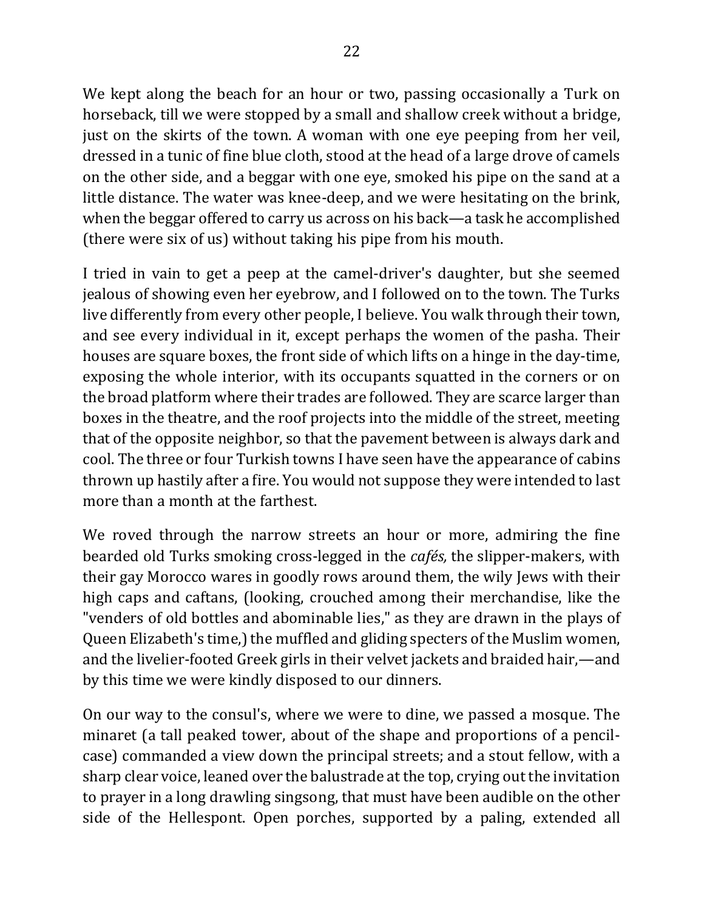We kept along the beach for an hour or two, passing occasionally a Turk on horseback, till we were stopped by a small and shallow creek without a bridge, just on the skirts of the town. A woman with one eye peeping from her veil, dressed in a tunic of fine blue cloth, stood at the head of a large drove of camels on the other side, and a beggar with one eye, smoked his pipe on the sand at a little distance. The water was knee-deep, and we were hesitating on the brink, when the beggar offered to carry us across on his back—a task he accomplished (there were six of us) without taking his pipe from his mouth.

I tried in vain to get a peep at the camel-driver's daughter, but she seemed jealous of showing even her eyebrow, and I followed on to the town. The Turks live differently from every other people, I believe. You walk through their town, and see every individual in it, except perhaps the women of the pasha. Their houses are square boxes, the front side of which lifts on a hinge in the day-time, exposing the whole interior, with its occupants squatted in the corners or on the broad platform where their trades are followed. They are scarce larger than boxes in the theatre, and the roof projects into the middle of the street, meeting that of the opposite neighbor, so that the pavement between is always dark and cool. The three or four Turkish towns I have seen have the appearance of cabins thrown up hastily after a fire. You would not suppose they were intended to last more than a month at the farthest.

We roved through the narrow streets an hour or more, admiring the fine bearded old Turks smoking cross-legged in the *cafés,* the slipper-makers, with their gay Morocco wares in goodly rows around them, the wily Jews with their high caps and caftans, (looking, crouched among their merchandise, like the "venders of old bottles and abominable lies," as they are drawn in the plays of Queen Elizabeth's time,) the muffled and gliding specters of the Muslim women, and the livelier-footed Greek girls in their velvet jackets and braided hair,—and by this time we were kindly disposed to our dinners.

On our way to the consul's, where we were to dine, we passed a mosque. The minaret (a tall peaked tower, about of the shape and proportions of a pencil-case) commanded a view down the principal streets; and a stout fellow, with a sharp clear voice, leaned over the balustrade at the top, crying out the invitation to prayer in a long drawling singsong, that must have been audible on the other side of the Hellespont. Open porches, supported by a paling, extended all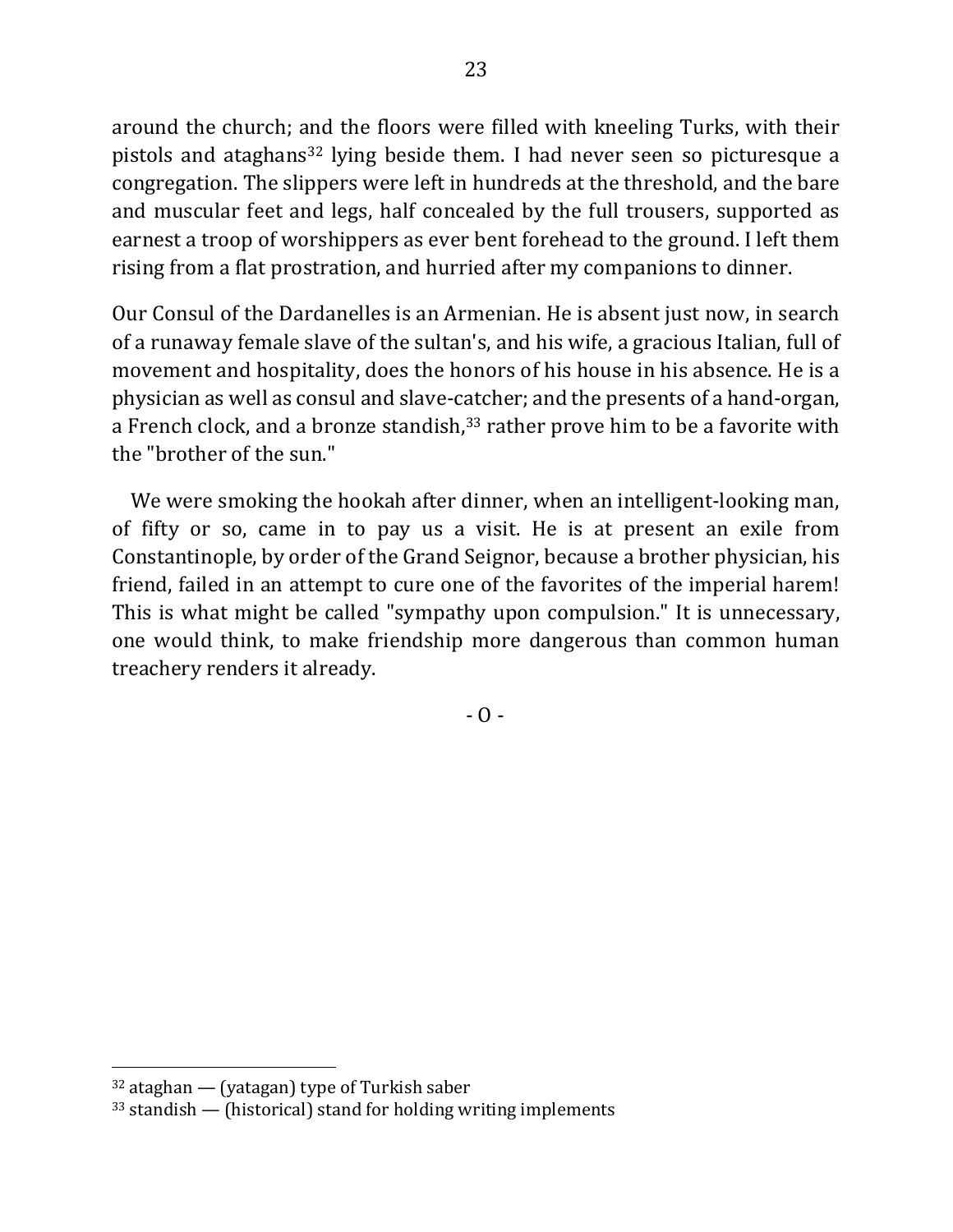around the church; and the floors were filled with kneeling Turks, with their pistols and ataghans[32] lying beside them. I had never seen so picturesque a congregation. The slippers were left in hundreds at the threshold, and the bare and muscular feet and legs, half concealed by the full trousers, supported as earnest a troop of worshippers as ever bent forehead to the ground. I left them rising from a flat prostration, and hurried after my companions to dinner.

Our Consul of the Dardanelles is an Armenian. He is absent just now, in search of a runaway female slave of the sultan's, and his wife, a gracious Italian, full of movement and hospitality, does the honors of his house in his absence. He is a physician as well as consul and slave-catcher; and the presents of a hand-organ, a French clock, and a bronze standish,[33] rather prove him to be a favorite with the "brother of the sun."

We were smoking the hookah after dinner, when an intelligent-looking man, of fifty or so, came in to pay us a visit. He is at present an exile from Constantinople, by order of the Grand Seignor, because a brother physician, his friend, failed in an attempt to cure one of the favorites of the imperial harem! This is what might be called "sympathy upon compulsion." It is unnecessary, one would think, to make friendship more dangerous than common human treachery renders it already.

- O -

[32] ataghan — (yatagan) type of Turkish saber

[33] standish — (historical) stand for holding writing implements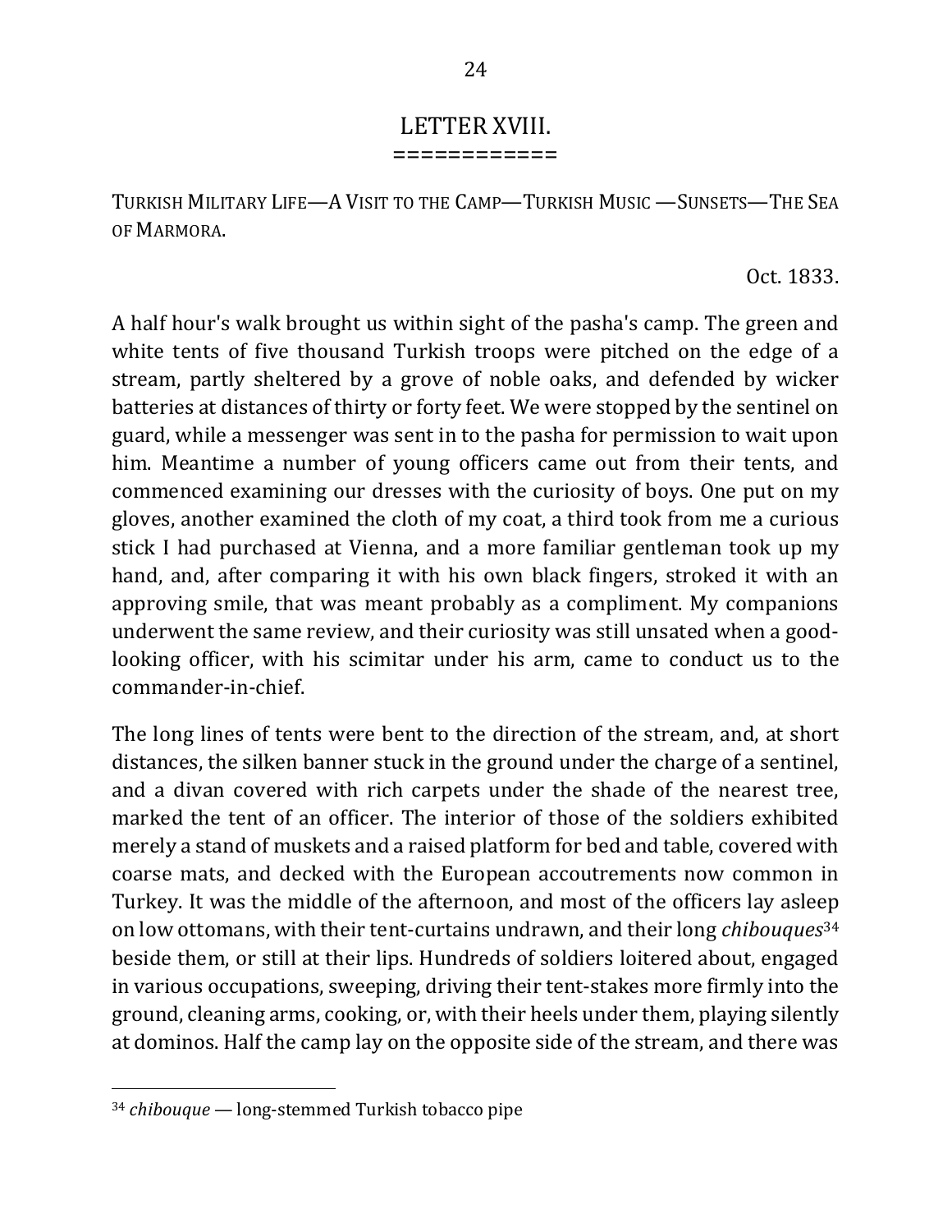## LETTER XVIII.

TURKISH MILITARY LIFE—A VISIT TO THE CAMP—TURKISH MUSIC —SUNSETS—THE SEA OF MARMORA.

Oct. 1833.

A half hour's walk brought us within sight of the pasha's camp. The green and white tents of five thousand Turkish troops were pitched on the edge of a stream, partly sheltered by a grove of noble oaks, and defended by wicker batteries at distances of thirty or forty feet. We were stopped by the sentinel on guard, while a messenger was sent in to the pasha for permission to wait upon him. Meantime a number of young officers came out from their tents, and commenced examining our dresses with the curiosity of boys. One put on my gloves, another examined the cloth of my coat, a third took from me a curious stick I had purchased at Vienna, and a more familiar gentleman took up my hand, and, after comparing it with his own black fingers, stroked it with an approving smile, that was meant probably as a compliment. My companions underwent the same review, and their curiosity was still unsated when a good-looking officer, with his scimitar under his arm, came to conduct us to the commander-in-chief.

The long lines of tents were bent to the direction of the stream, and, at short distances, the silken banner stuck in the ground under the charge of a sentinel, and a divan covered with rich carpets under the shade of the nearest tree, marked the tent of an officer. The interior of those of the soldiers exhibited merely a stand of muskets and a raised platform for bed and table, covered with coarse mats, and decked with the European accoutrements now common in Turkey. It was the middle of the afternoon, and most of the officers lay asleep on low ottomans, with their tent-curtains undrawn, and their long *chibouques*[34] beside them, or still at their lips. Hundreds of soldiers loitered about, engaged in various occupations, sweeping, driving their tent-stakes more firmly into the ground, cleaning arms, cooking, or, with their heels under them, playing silently at dominos. Half the camp lay on the opposite side of the stream, and there was

[34] *chibouque* — long-stemmed Turkish tobacco pipe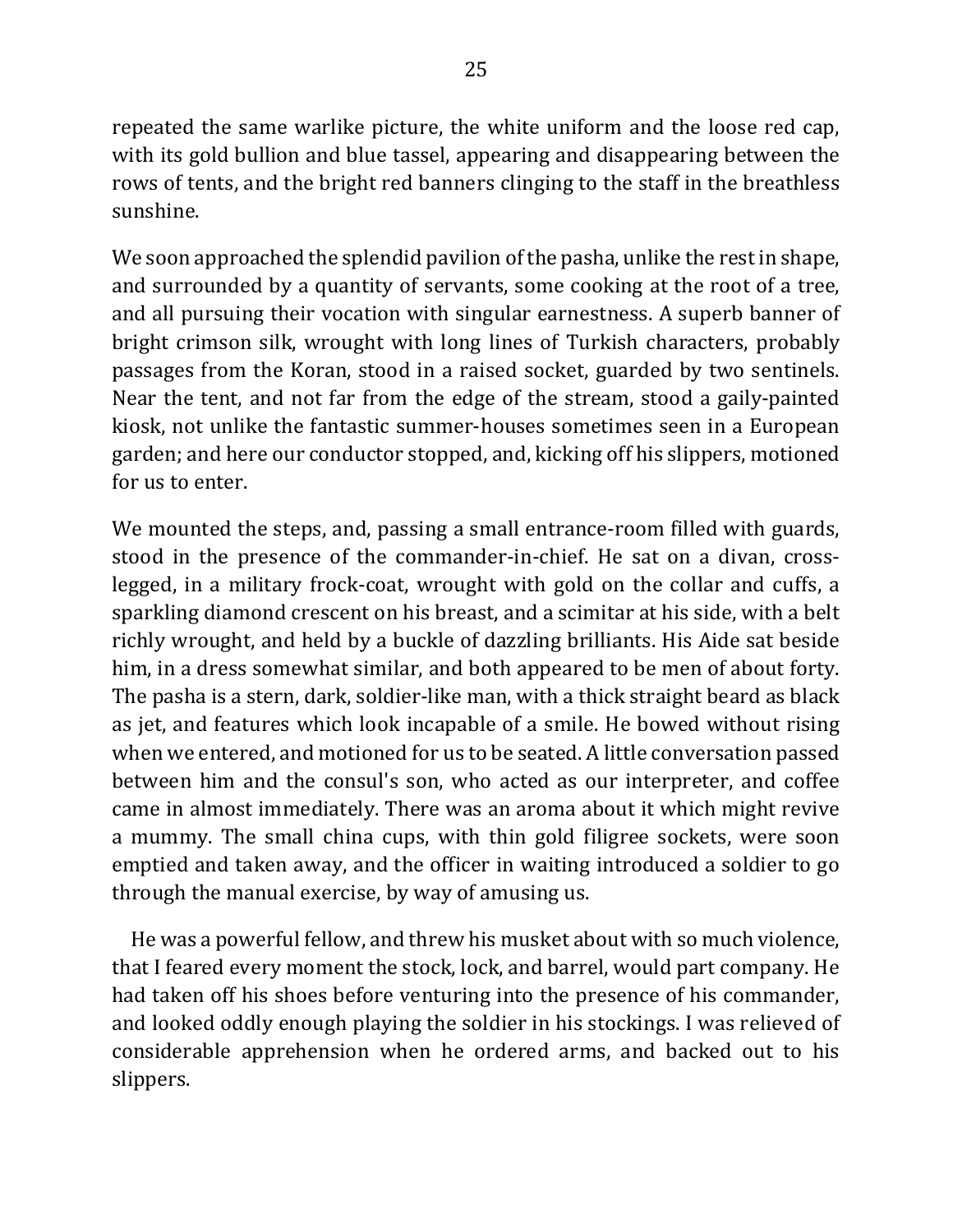repeated the same warlike picture, the white uniform and the loose red cap, with its gold bullion and blue tassel, appearing and disappearing between the rows of tents, and the bright red banners clinging to the staff in the breathless sunshine.

We soon approached the splendid pavilion of the pasha, unlike the rest in shape, and surrounded by a quantity of servants, some cooking at the root of a tree, and all pursuing their vocation with singular earnestness. A superb banner of bright crimson silk, wrought with long lines of Turkish characters, probably passages from the Koran, stood in a raised socket, guarded by two sentinels. Near the tent, and not far from the edge of the stream, stood a gaily-painted kiosk, not unlike the fantastic summer-houses sometimes seen in a European garden; and here our conductor stopped, and, kicking off his slippers, motioned for us to enter.

We mounted the steps, and, passing a small entrance-room filled with guards, stood in the presence of the commander-in-chief. He sat on a divan, cross-legged, in a military frock-coat, wrought with gold on the collar and cuffs, a sparkling diamond crescent on his breast, and a scimitar at his side, with a belt richly wrought, and held by a buckle of dazzling brilliants. His Aide sat beside him, in a dress somewhat similar, and both appeared to be men of about forty. The pasha is a stern, dark, soldier-like man, with a thick straight beard as black as jet, and features which look incapable of a smile. He bowed without rising when we entered, and motioned for us to be seated. A little conversation passed between him and the consul's son, who acted as our interpreter, and coffee came in almost immediately. There was an aroma about it which might revive a mummy. The small china cups, with thin gold filigree sockets, were soon emptied and taken away, and the officer in waiting introduced a soldier to go through the manual exercise, by way of amusing us.

He was a powerful fellow, and threw his musket about with so much violence, that I feared every moment the stock, lock, and barrel, would part company. He had taken off his shoes before venturing into the presence of his commander, and looked oddly enough playing the soldier in his stockings. I was relieved of considerable apprehension when he ordered arms, and backed out to his slippers.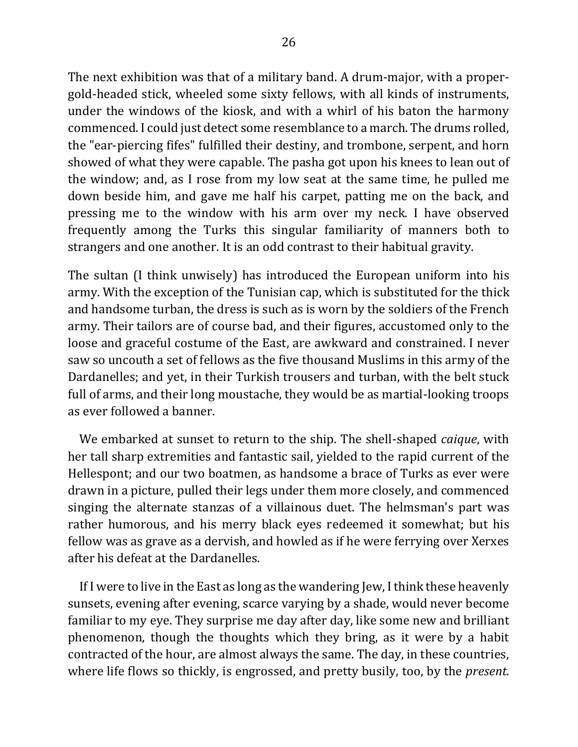The next exhibition was that of a military band. A drum-major, with a proper-gold-headed stick, wheeled some sixty fellows, with all kinds of instruments, under the windows of the kiosk, and with a whirl of his baton the harmony commenced. I could just detect some resemblance to a march. The drums rolled, the "ear-piercing fifes" fulfilled their destiny, and trombone, serpent, and horn showed of what they were capable. The pasha got upon his knees to lean out of the window; and, as I rose from my low seat at the same time, he pulled me down beside him, and gave me half his carpet, patting me on the back, and pressing me to the window with his arm over my neck. I have observed frequently among the Turks this singular familiarity of manners both to strangers and one another. It is an odd contrast to their habitual gravity.

The sultan (I think unwisely) has introduced the European uniform into his army. With the exception of the Tunisian cap, which is substituted for the thick and handsome turban, the dress is such as is worn by the soldiers of the French army. Their tailors are of course bad, and their figures, accustomed only to the loose and graceful costume of the East, are awkward and constrained. I never saw so uncouth a set of fellows as the five thousand Muslims in this army of the Dardanelles; and yet, in their Turkish trousers and turban, with the belt stuck full of arms, and their long moustache, they would be as martial-looking troops as ever followed a banner.

We embarked at sunset to return to the ship. The shell-shaped *caique*, with her tall sharp extremities and fantastic sail, yielded to the rapid current of the Hellespont; and our two boatmen, as handsome a brace of Turks as ever were drawn in a picture, pulled their legs under them more closely, and commenced singing the alternate stanzas of a villainous duet. The helmsman's part was rather humorous, and his merry black eyes redeemed it somewhat; but his fellow was as grave as a dervish, and howled as if he were ferrying over Xerxes after his defeat at the Dardanelles.

If I were to live in the East as long as the wandering Jew, I think these heavenly sunsets, evening after evening, scarce varying by a shade, would never become familiar to my eye. They surprise me day after day, like some new and brilliant phenomenon, though the thoughts which they bring, as it were by a habit contracted of the hour, are almost always the same. The day, in these countries, where life flows so thickly, is engrossed, and pretty busily, too, by the *present.*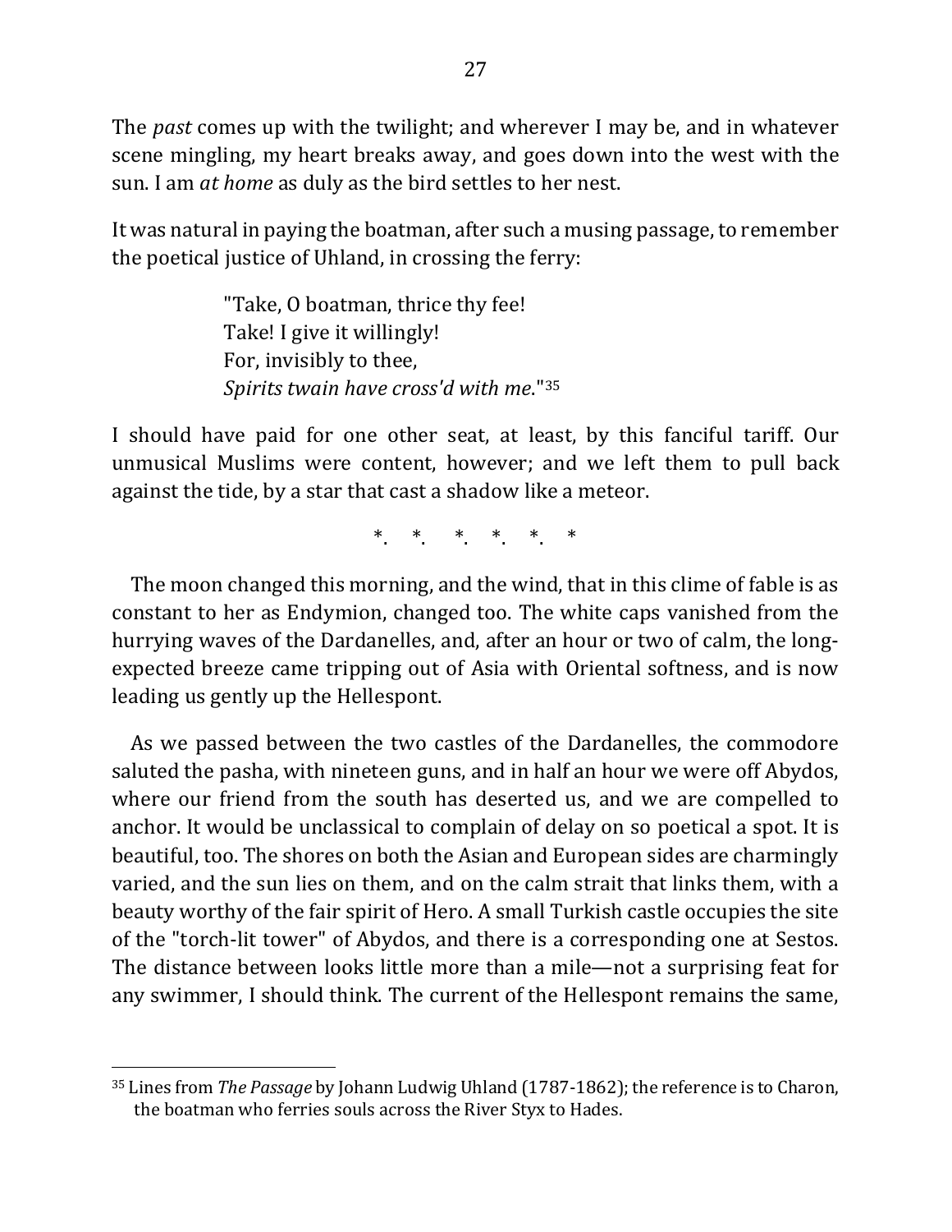The *past* comes up with the twilight; and wherever I may be, and in whatever scene mingling, my heart breaks away, and goes down into the west with the sun. I am *at home* as duly as the bird settles to her nest.

It was natural in paying the boatman, after such a musing passage, to remember the poetical justice of Uhland, in crossing the ferry:

> "Take, O boatman, thrice thy fee!
> Take! I give it willingly!
> For, invisibly to thee,
> *Spirits twain have cross'd with me*."[35]

I should have paid for one other seat, at least, by this fanciful tariff. Our unmusical Muslims were content, however; and we left them to pull back against the tide, by a star that cast a shadow like a meteor.

\*. \*. \*. \*. \*. \*

The moon changed this morning, and the wind, that in this clime of fable is as constant to her as Endymion, changed too. The white caps vanished from the hurrying waves of the Dardanelles, and, after an hour or two of calm, the long-expected breeze came tripping out of Asia with Oriental softness, and is now leading us gently up the Hellespont.

As we passed between the two castles of the Dardanelles, the commodore saluted the pasha, with nineteen guns, and in half an hour we were off Abydos, where our friend from the south has deserted us, and we are compelled to anchor. It would be unclassical to complain of delay on so poetical a spot. It is beautiful, too. The shores on both the Asian and European sides are charmingly varied, and the sun lies on them, and on the calm strait that links them, with a beauty worthy of the fair spirit of Hero. A small Turkish castle occupies the site of the "torch-lit tower" of Abydos, and there is a corresponding one at Sestos. The distance between looks little more than a mile—not a surprising feat for any swimmer, I should think. The current of the Hellespont remains the same,

---

[35] Lines from *The Passage* by Johann Ludwig Uhland (1787-1862); the reference is to Charon, the boatman who ferries souls across the River Styx to Hades.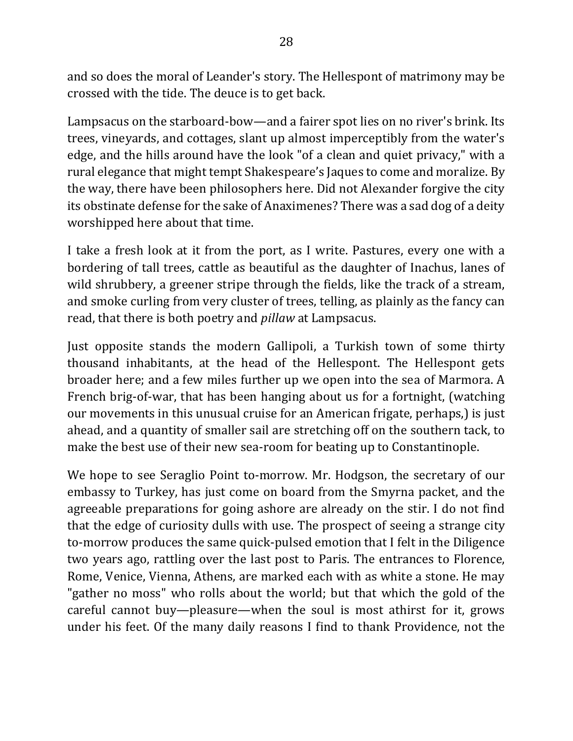and so does the moral of Leander's story. The Hellespont of matrimony may be crossed with the tide. The deuce is to get back.

Lampsacus on the starboard-bow—and a fairer spot lies on no river's brink. Its trees, vineyards, and cottages, slant up almost imperceptibly from the water's edge, and the hills around have the look "of a clean and quiet privacy," with a rural elegance that might tempt Shakespeare's Jaques to come and moralize. By the way, there have been philosophers here. Did not Alexander forgive the city its obstinate defense for the sake of Anaximenes? There was a sad dog of a deity worshipped here about that time.

I take a fresh look at it from the port, as I write. Pastures, every one with a bordering of tall trees, cattle as beautiful as the daughter of Inachus, lanes of wild shrubbery, a greener stripe through the fields, like the track of a stream, and smoke curling from very cluster of trees, telling, as plainly as the fancy can read, that there is both poetry and *pillaw* at Lampsacus.

Just opposite stands the modern Gallipoli, a Turkish town of some thirty thousand inhabitants, at the head of the Hellespont. The Hellespont gets broader here; and a few miles further up we open into the sea of Marmora. A French brig-of-war, that has been hanging about us for a fortnight, (watching our movements in this unusual cruise for an American frigate, perhaps,) is just ahead, and a quantity of smaller sail are stretching off on the southern tack, to make the best use of their new sea-room for beating up to Constantinople.

We hope to see Seraglio Point to-morrow. Mr. Hodgson, the secretary of our embassy to Turkey, has just come on board from the Smyrna packet, and the agreeable preparations for going ashore are already on the stir. I do not find that the edge of curiosity dulls with use. The prospect of seeing a strange city to-morrow produces the same quick-pulsed emotion that I felt in the Diligence two years ago, rattling over the last post to Paris. The entrances to Florence, Rome, Venice, Vienna, Athens, are marked each with as white a stone. He may "gather no moss" who rolls about the world; but that which the gold of the careful cannot buy—pleasure—when the soul is most athirst for it, grows under his feet. Of the many daily reasons I find to thank Providence, not the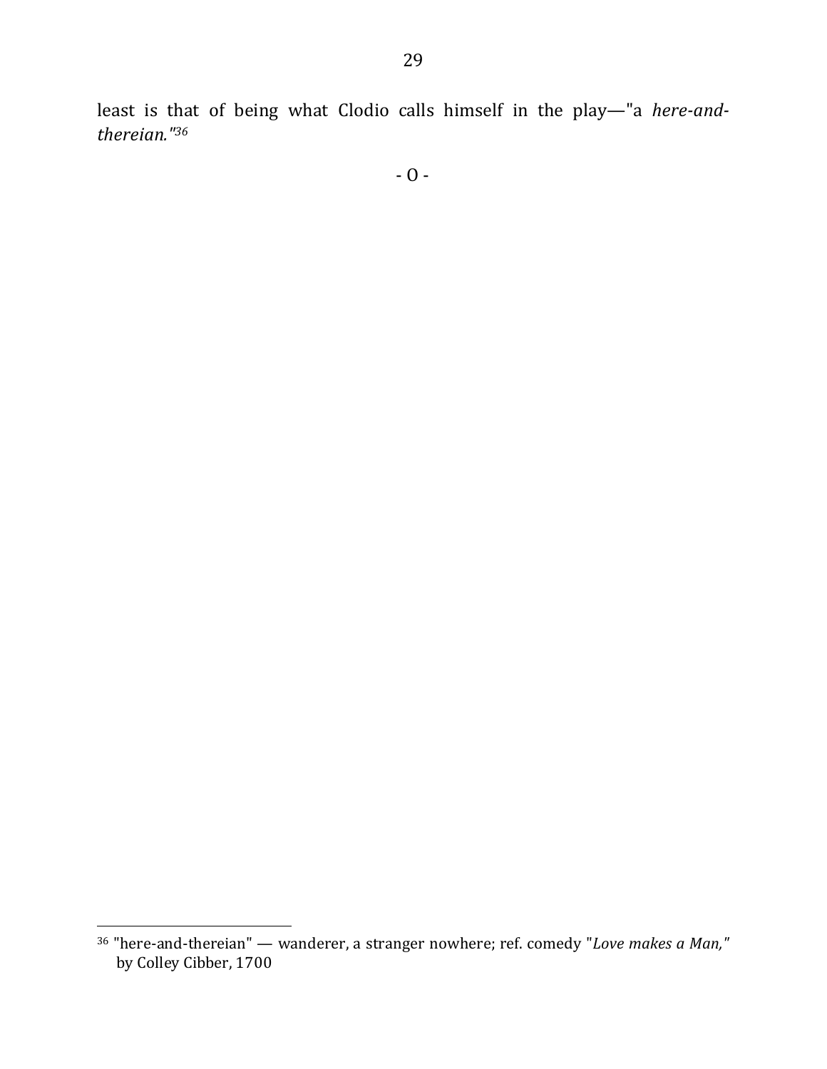least is that of being what Clodio calls himself in the play—"a *here-and-thereian."*[36]

- O -

---

[36] "here-and-thereian" — wanderer, a stranger nowhere; ref. comedy "*Love makes a Man,*" by Colley Cibber, 1700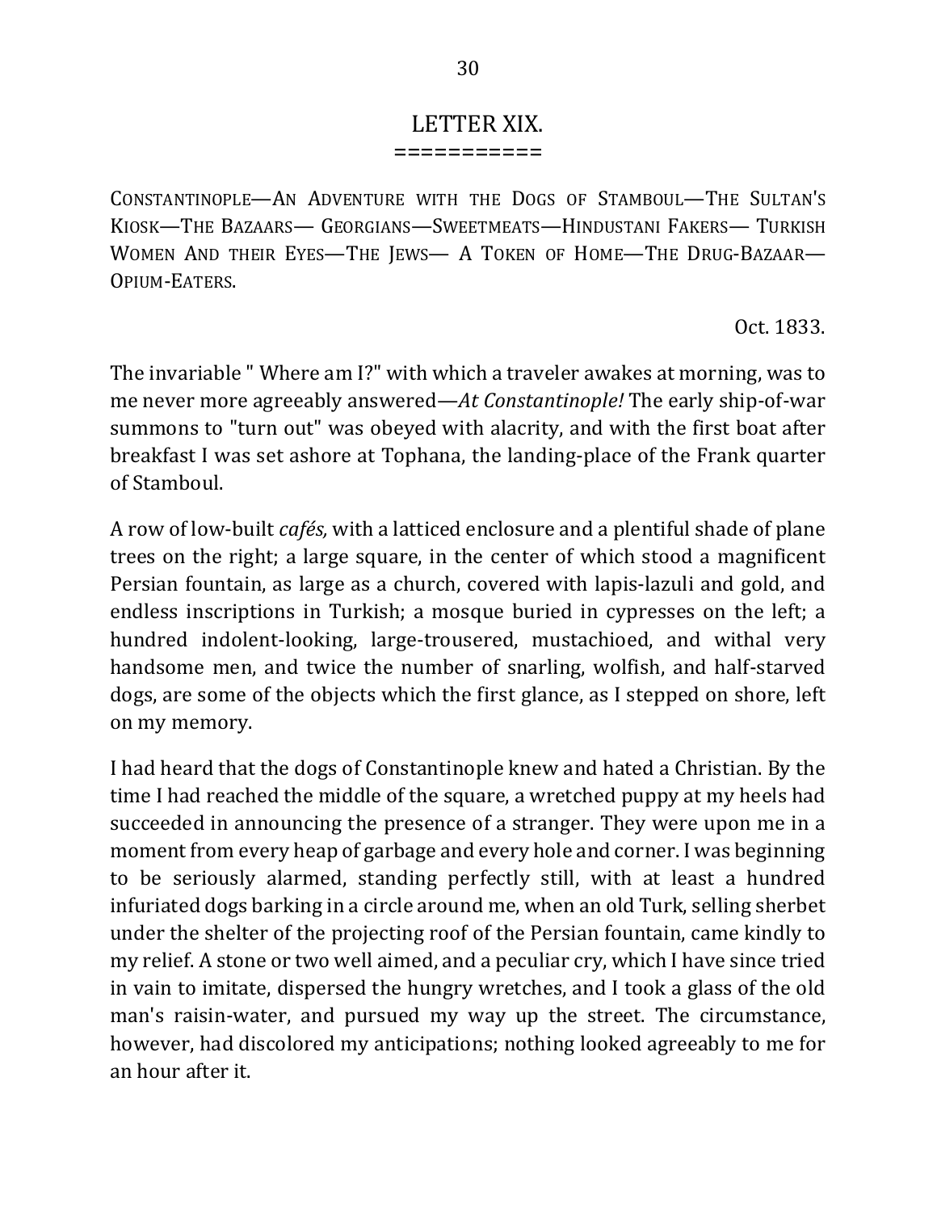# LETTER XIX.

CONSTANTINOPLE—AN ADVENTURE WITH THE DOGS OF STAMBOUL—THE SULTAN'S KIOSK—THE BAZAARS— GEORGIANS—SWEETMEATS—HINDUSTANI FAKERS— TURKISH WOMEN AND THEIR EYES—THE JEWS— A TOKEN OF HOME—THE DRUG-BAZAAR—OPIUM-EATERS.

Oct. 1833.

The invariable " Where am I?" with which a traveler awakes at morning, was to me never more agreeably answered—*At Constantinople!* The early ship-of-war summons to "turn out" was obeyed with alacrity, and with the first boat after breakfast I was set ashore at Tophana, the landing-place of the Frank quarter of Stamboul.

A row of low-built *cafés,* with a latticed enclosure and a plentiful shade of plane trees on the right; a large square, in the center of which stood a magnificent Persian fountain, as large as a church, covered with lapis-lazuli and gold, and endless inscriptions in Turkish; a mosque buried in cypresses on the left; a hundred indolent-looking, large-trousered, mustachioed, and withal very handsome men, and twice the number of snarling, wolfish, and half-starved dogs, are some of the objects which the first glance, as I stepped on shore, left on my memory.

I had heard that the dogs of Constantinople knew and hated a Christian. By the time I had reached the middle of the square, a wretched puppy at my heels had succeeded in announcing the presence of a stranger. They were upon me in a moment from every heap of garbage and every hole and corner. I was beginning to be seriously alarmed, standing perfectly still, with at least a hundred infuriated dogs barking in a circle around me, when an old Turk, selling sherbet under the shelter of the projecting roof of the Persian fountain, came kindly to my relief. A stone or two well aimed, and a peculiar cry, which I have since tried in vain to imitate, dispersed the hungry wretches, and I took a glass of the old man's raisin-water, and pursued my way up the street. The circumstance, however, had discolored my anticipations; nothing looked agreeably to me for an hour after it.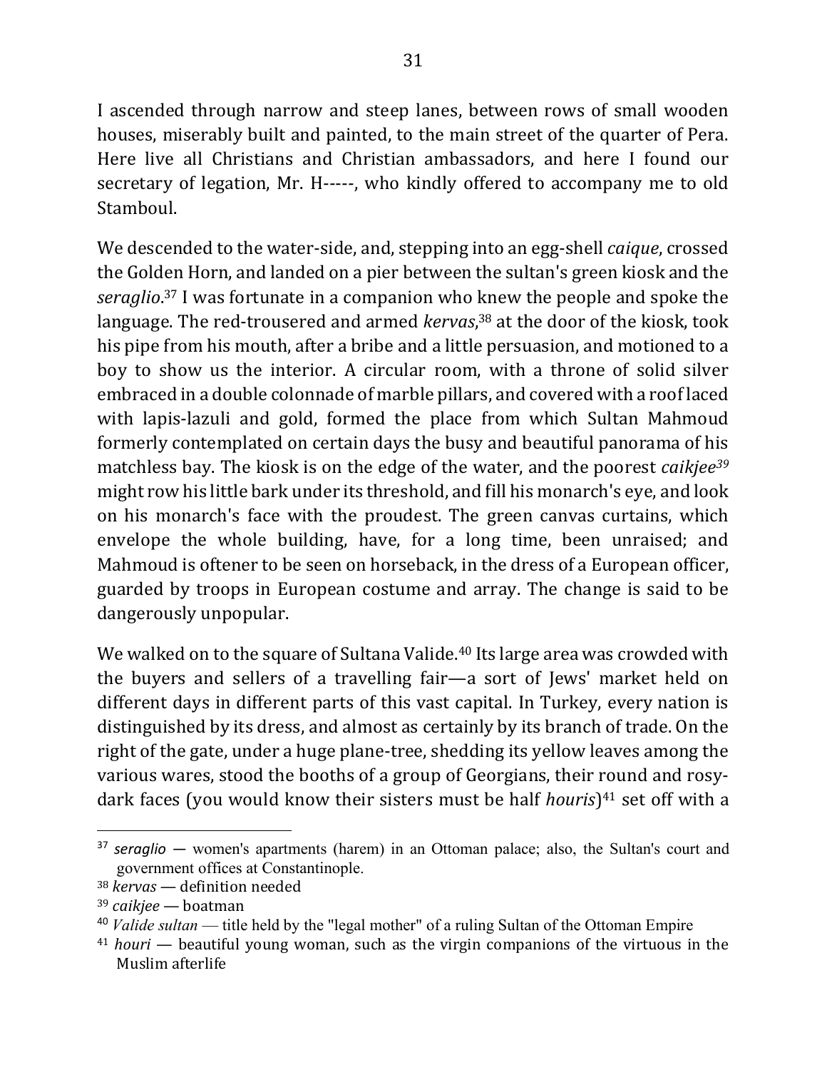I ascended through narrow and steep lanes, between rows of small wooden houses, miserably built and painted, to the main street of the quarter of Pera. Here live all Christians and Christian ambassadors, and here I found our secretary of legation, Mr. H-----, who kindly offered to accompany me to old Stamboul.

We descended to the water-side, and, stepping into an egg-shell *caique*, crossed the Golden Horn, and landed on a pier between the sultan's green kiosk and the *seraglio*.[37] I was fortunate in a companion who knew the people and spoke the language. The red-trousered and armed *kervas*,[38] at the door of the kiosk, took his pipe from his mouth, after a bribe and a little persuasion, and motioned to a boy to show us the interior. A circular room, with a throne of solid silver embraced in a double colonnade of marble pillars, and covered with a roof laced with lapis-lazuli and gold, formed the place from which Sultan Mahmoud formerly contemplated on certain days the busy and beautiful panorama of his matchless bay. The kiosk is on the edge of the water, and the poorest *caikjee*[39] might row his little bark under its threshold, and fill his monarch's eye, and look on his monarch's face with the proudest. The green canvas curtains, which envelope the whole building, have, for a long time, been unraised; and Mahmoud is oftener to be seen on horseback, in the dress of a European officer, guarded by troops in European costume and array. The change is said to be dangerously unpopular.

We walked on to the square of Sultana Valide.[40] Its large area was crowded with the buyers and sellers of a travelling fair—a sort of Jews' market held on different days in different parts of this vast capital. In Turkey, every nation is distinguished by its dress, and almost as certainly by its branch of trade. On the right of the gate, under a huge plane-tree, shedding its yellow leaves among the various wares, stood the booths of a group of Georgians, their round and rosy-dark faces (you would know their sisters must be half *houris*)[41] set off with a

---

[37] *seraglio* — women's apartments (harem) in an Ottoman palace; also, the Sultan's court and government offices at Constantinople.

[38] *kervas* — definition needed

[39] *caikjee* — boatman

[40] *Valide sultan* — title held by the "legal mother" of a ruling Sultan of the Ottoman Empire

[41] *houri* — beautiful young woman, such as the virgin companions of the virtuous in the Muslim afterlife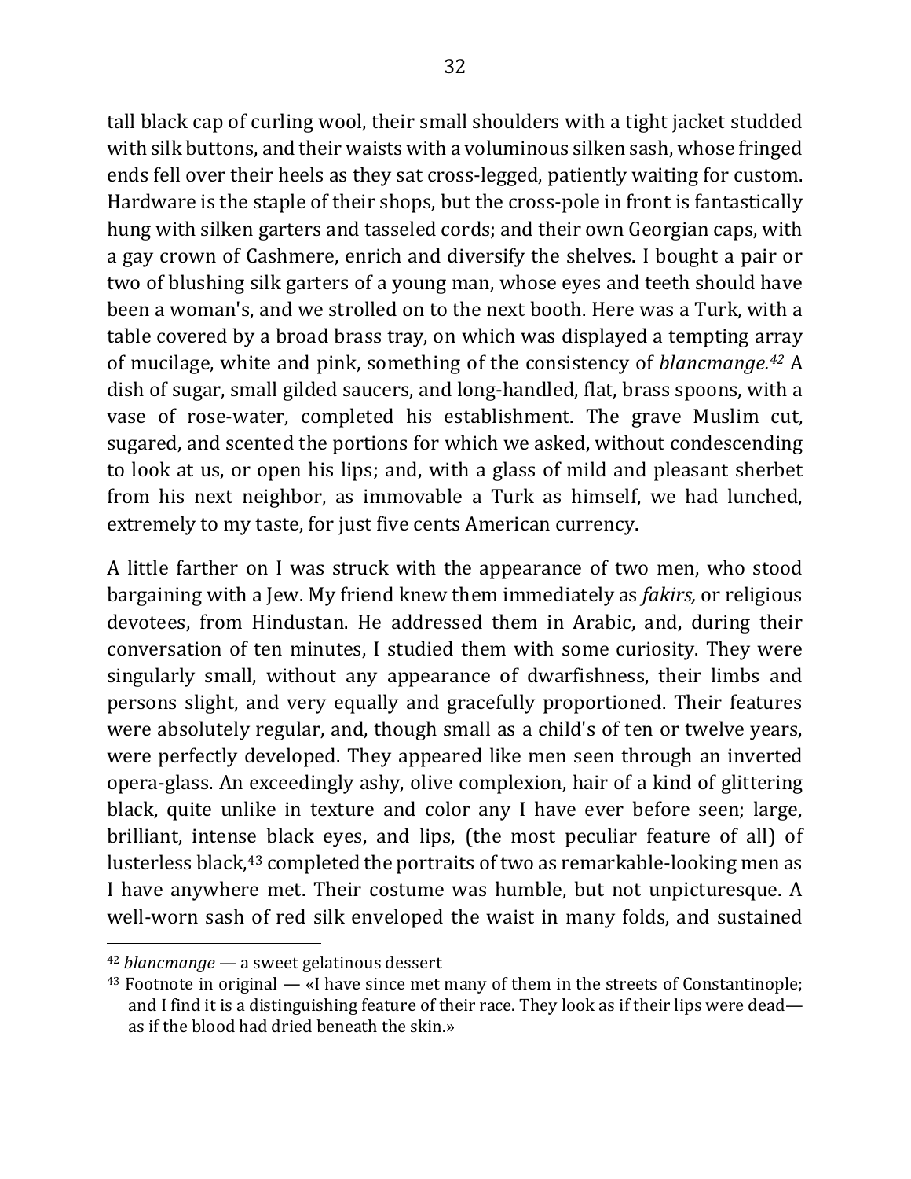tall black cap of curling wool, their small shoulders with a tight jacket studded with silk buttons, and their waists with a voluminous silken sash, whose fringed ends fell over their heels as they sat cross-legged, patiently waiting for custom. Hardware is the staple of their shops, but the cross-pole in front is fantastically hung with silken garters and tasseled cords; and their own Georgian caps, with a gay crown of Cashmere, enrich and diversify the shelves. I bought a pair or two of blushing silk garters of a young man, whose eyes and teeth should have been a woman's, and we strolled on to the next booth. Here was a Turk, with a table covered by a broad brass tray, on which was displayed a tempting array of mucilage, white and pink, something of the consistency of *blancmange.*[42] A dish of sugar, small gilded saucers, and long-handled, flat, brass spoons, with a vase of rose-water, completed his establishment. The grave Muslim cut, sugared, and scented the portions for which we asked, without condescending to look at us, or open his lips; and, with a glass of mild and pleasant sherbet from his next neighbor, as immovable a Turk as himself, we had lunched, extremely to my taste, for just five cents American currency.

A little farther on I was struck with the appearance of two men, who stood bargaining with a Jew. My friend knew them immediately as *fakirs,* or religious devotees, from Hindustan. He addressed them in Arabic, and, during their conversation of ten minutes, I studied them with some curiosity. They were singularly small, without any appearance of dwarfishness, their limbs and persons slight, and very equally and gracefully proportioned. Their features were absolutely regular, and, though small as a child's of ten or twelve years, were perfectly developed. They appeared like men seen through an inverted opera-glass. An exceedingly ashy, olive complexion, hair of a kind of glittering black, quite unlike in texture and color any I have ever before seen; large, brilliant, intense black eyes, and lips, (the most peculiar feature of all) of lusterless black,[43] completed the portraits of two as remarkable-looking men as I have anywhere met. Their costume was humble, but not unpicturesque. A well-worn sash of red silk enveloped the waist in many folds, and sustained

[42] *blancmange* — a sweet gelatinous dessert

[43] Footnote in original — «I have since met many of them in the streets of Constantinople; and I find it is a distinguishing feature of their race. They look as if their lips were dead—as if the blood had dried beneath the skin.»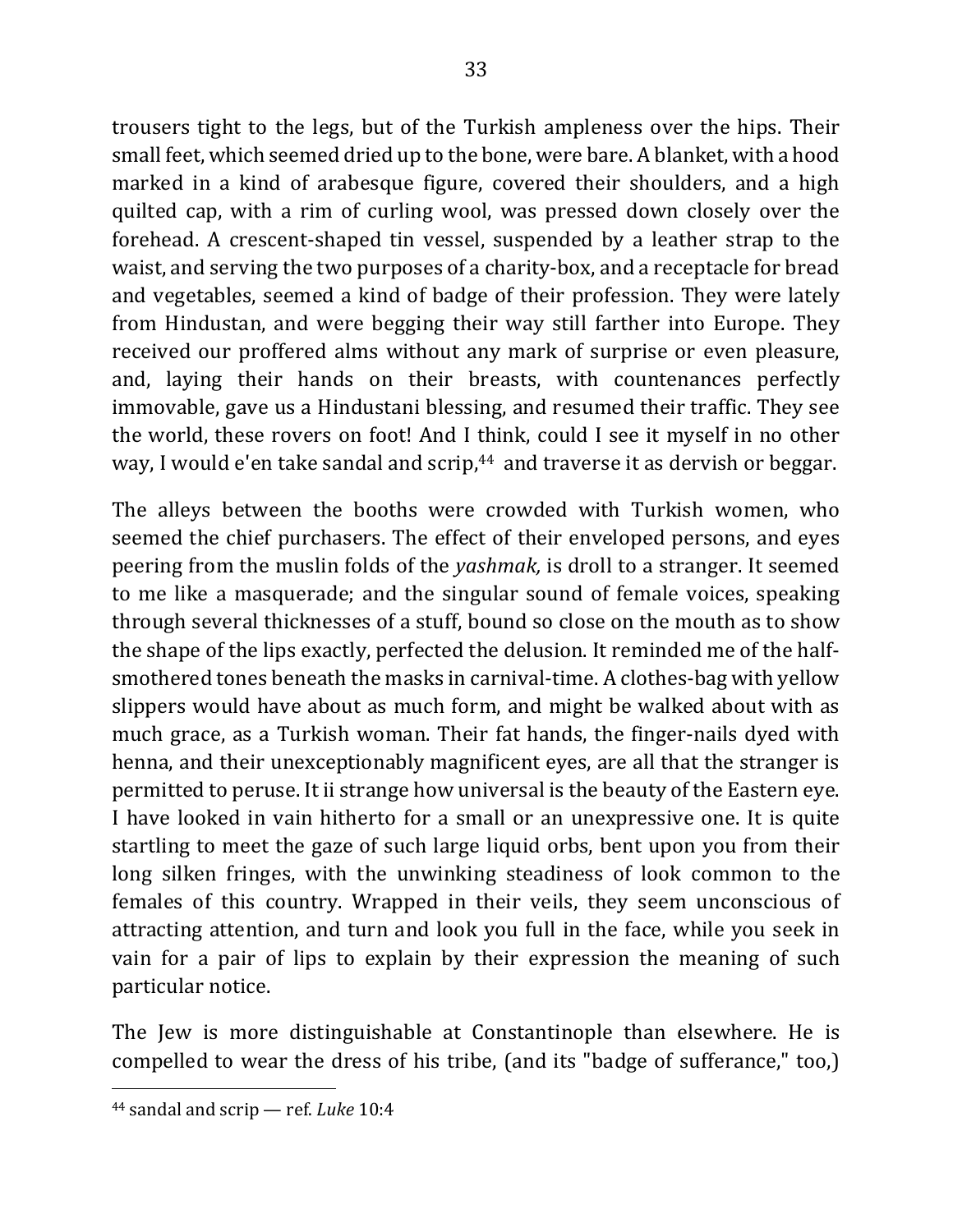trousers tight to the legs, but of the Turkish ampleness over the hips. Their small feet, which seemed dried up to the bone, were bare. A blanket, with a hood marked in a kind of arabesque figure, covered their shoulders, and a high quilted cap, with a rim of curling wool, was pressed down closely over the forehead. A crescent-shaped tin vessel, suspended by a leather strap to the waist, and serving the two purposes of a charity-box, and a receptacle for bread and vegetables, seemed a kind of badge of their profession. They were lately from Hindustan, and were begging their way still farther into Europe. They received our proffered alms without any mark of surprise or even pleasure, and, laying their hands on their breasts, with countenances perfectly immovable, gave us a Hindustani blessing, and resumed their traffic. They see the world, these rovers on foot! And I think, could I see it myself in no other way, I would e'en take sandal and scrip,[44] and traverse it as dervish or beggar.

The alleys between the booths were crowded with Turkish women, who seemed the chief purchasers. The effect of their enveloped persons, and eyes peering from the muslin folds of the *yashmak,* is droll to a stranger. It seemed to me like a masquerade; and the singular sound of female voices, speaking through several thicknesses of a stuff, bound so close on the mouth as to show the shape of the lips exactly, perfected the delusion. It reminded me of the half-smothered tones beneath the masks in carnival-time. A clothes-bag with yellow slippers would have about as much form, and might be walked about with as much grace, as a Turkish woman. Their fat hands, the finger-nails dyed with henna, and their unexceptionably magnificent eyes, are all that the stranger is permitted to peruse. It ii strange how universal is the beauty of the Eastern eye. I have looked in vain hitherto for a small or an unexpressive one. It is quite startling to meet the gaze of such large liquid orbs, bent upon you from their long silken fringes, with the unwinking steadiness of look common to the females of this country. Wrapped in their veils, they seem unconscious of attracting attention, and turn and look you full in the face, while you seek in vain for a pair of lips to explain by their expression the meaning of such particular notice.

The Jew is more distinguishable at Constantinople than elsewhere. He is compelled to wear the dress of his tribe, (and its "badge of sufferance," too,)

---

[44] sandal and scrip — ref. *Luke* 10:4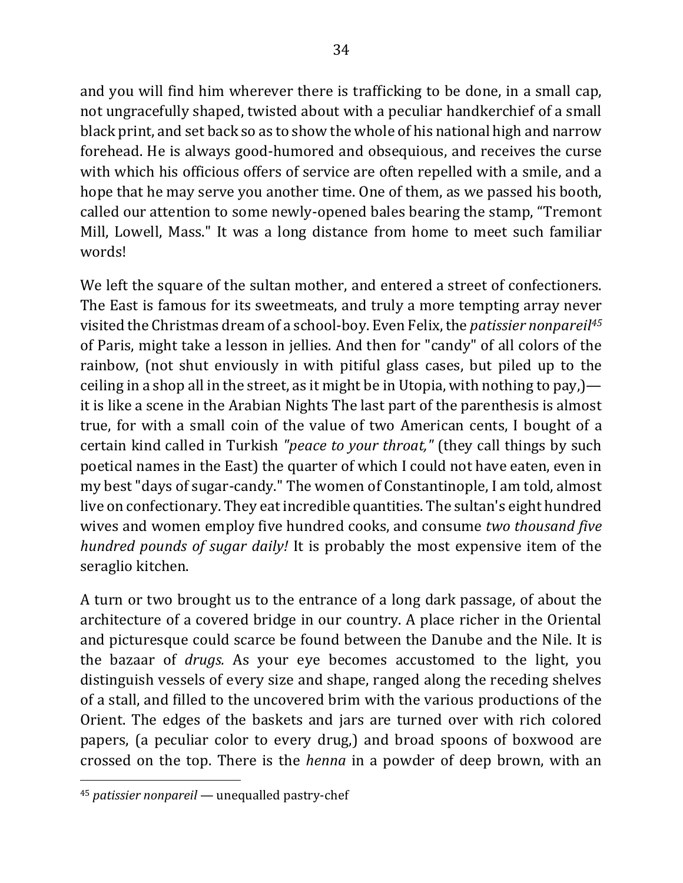and you will find him wherever there is trafficking to be done, in a small cap, not ungracefully shaped, twisted about with a peculiar handkerchief of a small black print, and set back so as to show the whole of his national high and narrow forehead. He is always good-humored and obsequious, and receives the curse with which his officious offers of service are often repelled with a smile, and a hope that he may serve you another time. One of them, as we passed his booth, called our attention to some newly-opened bales bearing the stamp, "Tremont Mill, Lowell, Mass." It was a long distance from home to meet such familiar words!

We left the square of the sultan mother, and entered a street of confectioners. The East is famous for its sweetmeats, and truly a more tempting array never visited the Christmas dream of a school-boy. Even Felix, the *patissier nonpareil*[45] of Paris, might take a lesson in jellies. And then for "candy" of all colors of the rainbow, (not shut enviously in with pitiful glass cases, but piled up to the ceiling in a shop all in the street, as it might be in Utopia, with nothing to pay,)—it is like a scene in the Arabian Nights The last part of the parenthesis is almost true, for with a small coin of the value of two American cents, I bought of a certain kind called in Turkish *"peace to your throat,"* (they call things by such poetical names in the East) the quarter of which I could not have eaten, even in my best "days of sugar-candy." The women of Constantinople, I am told, almost live on confectionary. They eat incredible quantities. The sultan's eight hundred wives and women employ five hundred cooks, and consume *two thousand five hundred pounds of sugar daily!* It is probably the most expensive item of the seraglio kitchen.

A turn or two brought us to the entrance of a long dark passage, of about the architecture of a covered bridge in our country. A place richer in the Oriental and picturesque could scarce be found between the Danube and the Nile. It is the bazaar of *drugs.* As your eye becomes accustomed to the light, you distinguish vessels of every size and shape, ranged along the receding shelves of a stall, and filled to the uncovered brim with the various productions of the Orient. The edges of the baskets and jars are turned over with rich colored papers, (a peculiar color to every drug,) and broad spoons of boxwood are crossed on the top. There is the *henna* in a powder of deep brown, with an

---

[45] *patissier nonpareil* — unequalled pastry-chef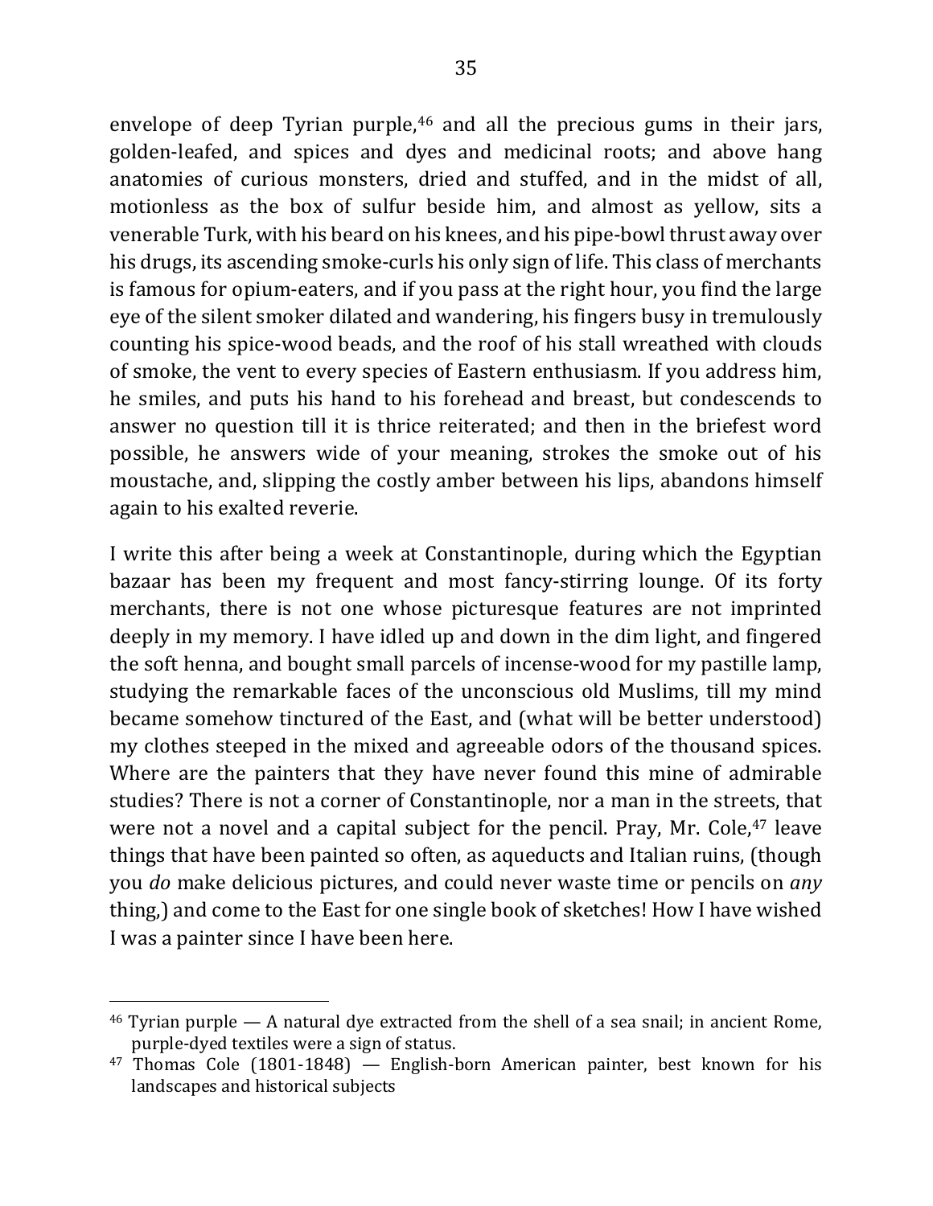envelope of deep Tyrian purple,[46] and all the precious gums in their jars, golden-leafed, and spices and dyes and medicinal roots; and above hang anatomies of curious monsters, dried and stuffed, and in the midst of all, motionless as the box of sulfur beside him, and almost as yellow, sits a venerable Turk, with his beard on his knees, and his pipe-bowl thrust away over his drugs, its ascending smoke-curls his only sign of life. This class of merchants is famous for opium-eaters, and if you pass at the right hour, you find the large eye of the silent smoker dilated and wandering, his fingers busy in tremulously counting his spice-wood beads, and the roof of his stall wreathed with clouds of smoke, the vent to every species of Eastern enthusiasm. If you address him, he smiles, and puts his hand to his forehead and breast, but condescends to answer no question till it is thrice reiterated; and then in the briefest word possible, he answers wide of your meaning, strokes the smoke out of his moustache, and, slipping the costly amber between his lips, abandons himself again to his exalted reverie.

I write this after being a week at Constantinople, during which the Egyptian bazaar has been my frequent and most fancy-stirring lounge. Of its forty merchants, there is not one whose picturesque features are not imprinted deeply in my memory. I have idled up and down in the dim light, and fingered the soft henna, and bought small parcels of incense-wood for my pastille lamp, studying the remarkable faces of the unconscious old Muslims, till my mind became somehow tinctured of the East, and (what will be better understood) my clothes steeped in the mixed and agreeable odors of the thousand spices. Where are the painters that they have never found this mine of admirable studies? There is not a corner of Constantinople, nor a man in the streets, that were not a novel and a capital subject for the pencil. Pray, Mr. Cole,[47] leave things that have been painted so often, as aqueducts and Italian ruins, (though you *do* make delicious pictures, and could never waste time or pencils on *any* thing,) and come to the East for one single book of sketches! How I have wished I was a painter since I have been here.

---

[46] Tyrian purple — A natural dye extracted from the shell of a sea snail; in ancient Rome, purple-dyed textiles were a sign of status.

[47] Thomas Cole (1801-1848) — English-born American painter, best known for his landscapes and historical subjects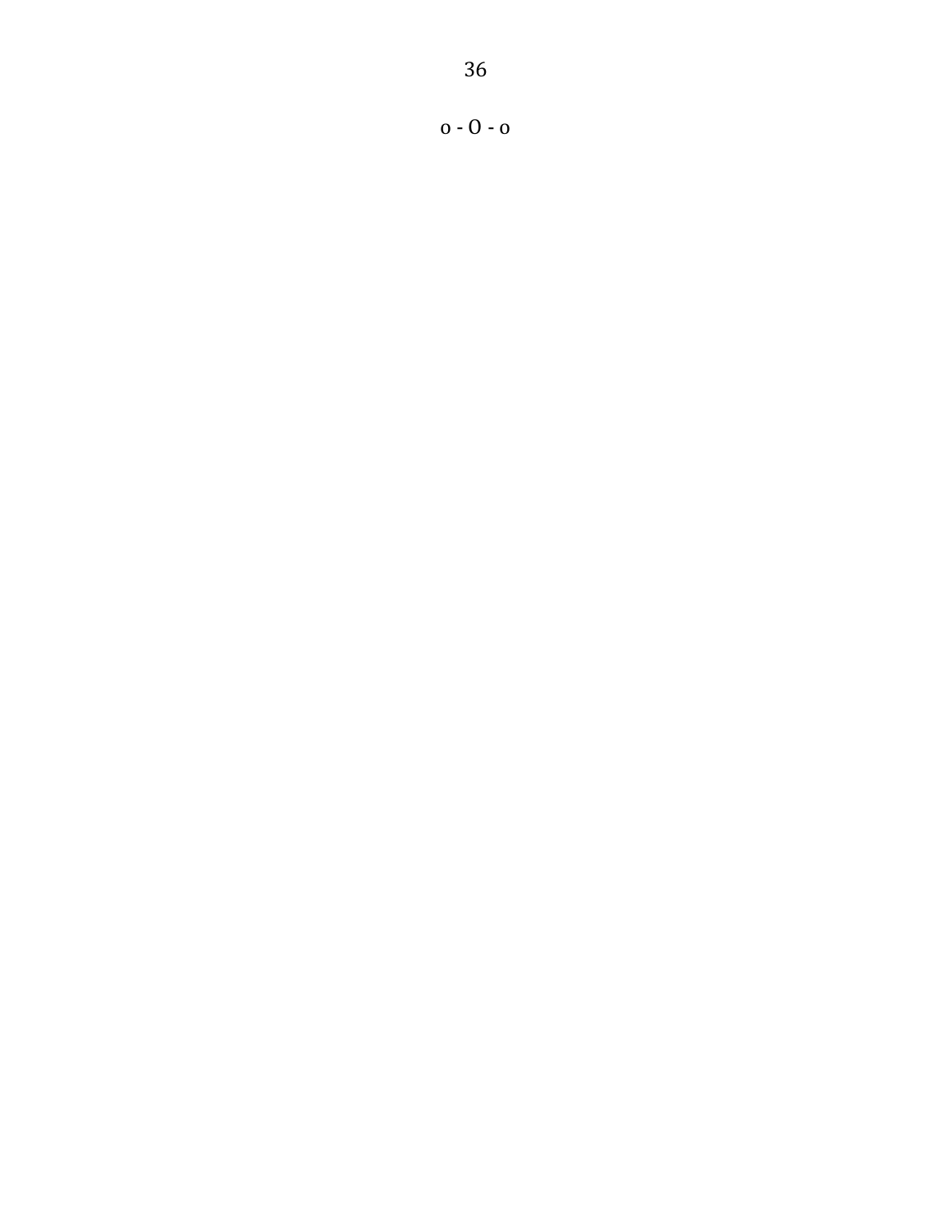o - O - o